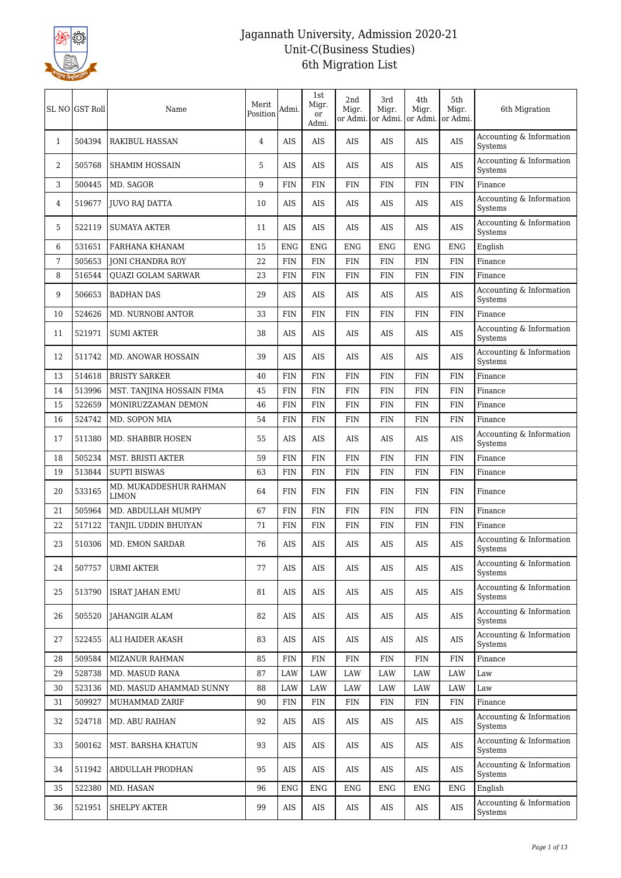# Jagannath University, Admission 2020-21
## Unit-C(Business Studies)
## 6th Migration List

| SL NO | GST Roll | Name | Merit Position | Admi. | 1st Migr. or Admi. | 2nd Migr. or Admi. | 3rd Migr. or Admi. | 4th Migr. or Admi. | 5th Migr. or Admi. | 6th Migration |
|---|---|---|---|---|---|---|---|---|---|---|
| 1 | 504394 | RAKIBUL HASSAN | 4 | AIS | AIS | AIS | AIS | AIS | AIS | Accounting & Information Systems |
| 2 | 505768 | SHAMIM HOSSAIN | 5 | AIS | AIS | AIS | AIS | AIS | AIS | Accounting & Information Systems |
| 3 | 500445 | MD. SAGOR | 9 | FIN | FIN | FIN | FIN | FIN | FIN | Finance |
| 4 | 519677 | JUVO RAJ DATTA | 10 | AIS | AIS | AIS | AIS | AIS | AIS | Accounting & Information Systems |
| 5 | 522119 | SUMAYA AKTER | 11 | AIS | AIS | AIS | AIS | AIS | AIS | Accounting & Information Systems |
| 6 | 531651 | FARHANA KHANAM | 15 | ENG | ENG | ENG | ENG | ENG | ENG | English |
| 7 | 505653 | JONI CHANDRA ROY | 22 | FIN | FIN | FIN | FIN | FIN | FIN | Finance |
| 8 | 516544 | QUAZI GOLAM SARWAR | 23 | FIN | FIN | FIN | FIN | FIN | FIN | Finance |
| 9 | 506653 | BADHAN DAS | 29 | AIS | AIS | AIS | AIS | AIS | AIS | Accounting & Information Systems |
| 10 | 524626 | MD. NURNOBI ANTOR | 33 | FIN | FIN | FIN | FIN | FIN | FIN | Finance |
| 11 | 521971 | SUMI AKTER | 38 | AIS | AIS | AIS | AIS | AIS | AIS | Accounting & Information Systems |
| 12 | 511742 | MD. ANOWAR HOSSAIN | 39 | AIS | AIS | AIS | AIS | AIS | AIS | Accounting & Information Systems |
| 13 | 514618 | BRISTY SARKER | 40 | FIN | FIN | FIN | FIN | FIN | FIN | Finance |
| 14 | 513996 | MST. TANJINA HOSSAIN FIMA | 45 | FIN | FIN | FIN | FIN | FIN | FIN | Finance |
| 15 | 522659 | MONIRUZZAMAN DEMON | 46 | FIN | FIN | FIN | FIN | FIN | FIN | Finance |
| 16 | 524742 | MD. SOPON MIA | 54 | FIN | FIN | FIN | FIN | FIN | FIN | Finance |
| 17 | 511380 | MD. SHABBIR HOSEN | 55 | AIS | AIS | AIS | AIS | AIS | AIS | Accounting & Information Systems |
| 18 | 505234 | MST. BRISTI AKTER | 59 | FIN | FIN | FIN | FIN | FIN | FIN | Finance |
| 19 | 513844 | SUPTI BISWAS | 63 | FIN | FIN | FIN | FIN | FIN | FIN | Finance |
| 20 | 533165 | MD. MUKADDESHUR RAHMAN LIMON | 64 | FIN | FIN | FIN | FIN | FIN | FIN | Finance |
| 21 | 505964 | MD. ABDULLAH MUMPY | 67 | FIN | FIN | FIN | FIN | FIN | FIN | Finance |
| 22 | 517122 | TANJIL UDDIN BHUIYAN | 71 | FIN | FIN | FIN | FIN | FIN | FIN | Finance |
| 23 | 510306 | MD. EMON SARDAR | 76 | AIS | AIS | AIS | AIS | AIS | AIS | Accounting & Information Systems |
| 24 | 507757 | URMI AKTER | 77 | AIS | AIS | AIS | AIS | AIS | AIS | Accounting & Information Systems |
| 25 | 513790 | ISRAT JAHAN EMU | 81 | AIS | AIS | AIS | AIS | AIS | AIS | Accounting & Information Systems |
| 26 | 505520 | JAHANGIR ALAM | 82 | AIS | AIS | AIS | AIS | AIS | AIS | Accounting & Information Systems |
| 27 | 522455 | ALI HAIDER AKASH | 83 | AIS | AIS | AIS | AIS | AIS | AIS | Accounting & Information Systems |
| 28 | 509584 | MIZANUR RAHMAN | 85 | FIN | FIN | FIN | FIN | FIN | FIN | Finance |
| 29 | 528738 | MD. MASUD RANA | 87 | LAW | LAW | LAW | LAW | LAW | LAW | Law |
| 30 | 523136 | MD. MASUD AHAMMAD SUNNY | 88 | LAW | LAW | LAW | LAW | LAW | LAW | Law |
| 31 | 509927 | MUHAMMAD ZARIF | 90 | FIN | FIN | FIN | FIN | FIN | FIN | Finance |
| 32 | 524718 | MD. ABU RAIHAN | 92 | AIS | AIS | AIS | AIS | AIS | AIS | Accounting & Information Systems |
| 33 | 500162 | MST. BARSHA KHATUN | 93 | AIS | AIS | AIS | AIS | AIS | AIS | Accounting & Information Systems |
| 34 | 511942 | ABDULLAH PRODHAN | 95 | AIS | AIS | AIS | AIS | AIS | AIS | Accounting & Information Systems |
| 35 | 522380 | MD. HASAN | 96 | ENG | ENG | ENG | ENG | ENG | ENG | English |
| 36 | 521951 | SHELPY AKTER | 99 | AIS | AIS | AIS | AIS | AIS | AIS | Accounting & Information Systems |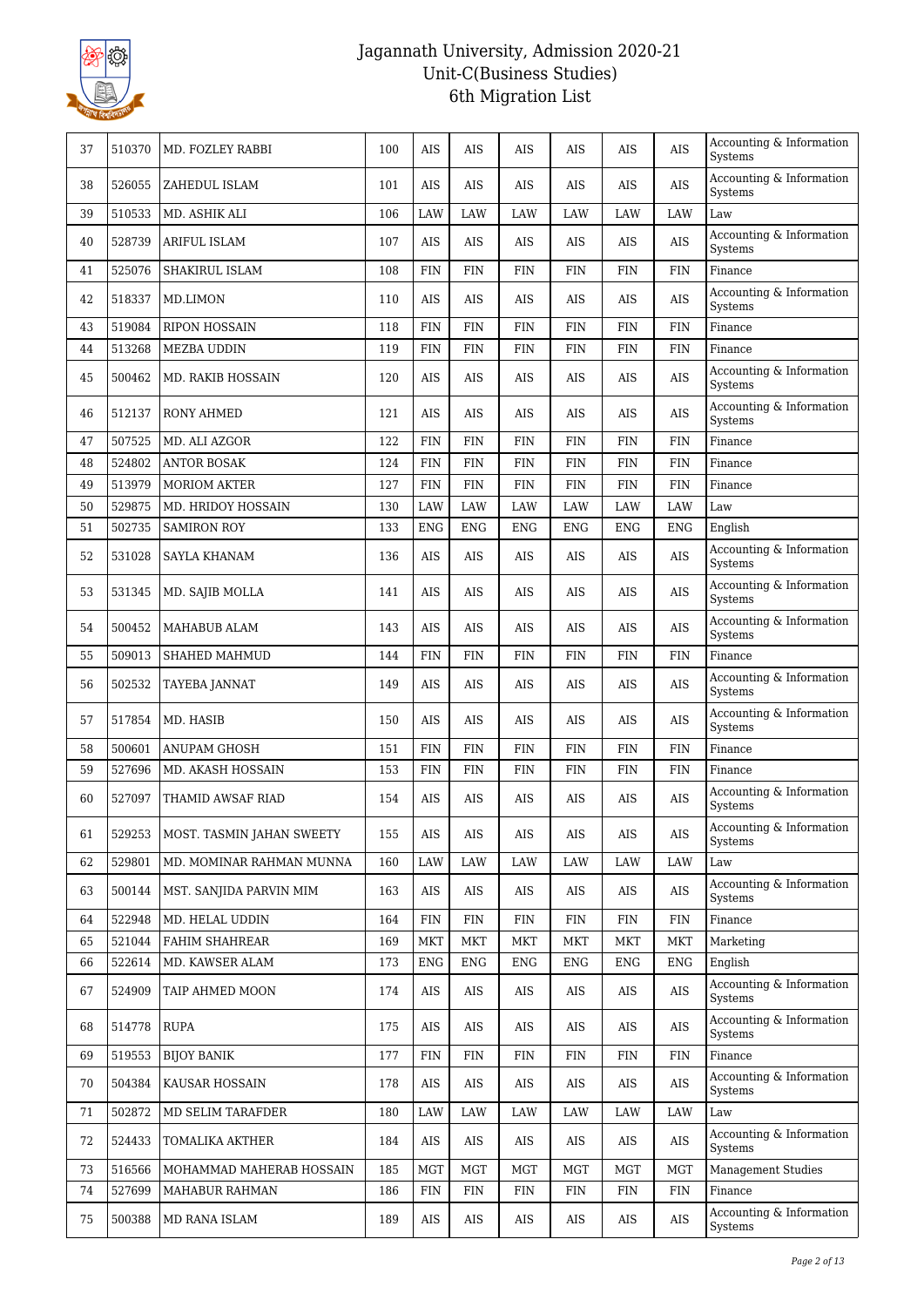| 37 | 510370 | MD. FOZLEY RABBI | 100 | AIS | AIS | AIS | AIS | AIS | AIS | Accounting & Information Systems |
|---|---|---|---|---|---|---|---|---|---|---|
| 38 | 526055 | ZAHEDUL ISLAM | 101 | AIS | AIS | AIS | AIS | AIS | AIS | Accounting & Information Systems |
| 39 | 510533 | MD. ASHIK ALI | 106 | LAW | LAW | LAW | LAW | LAW | LAW | Law |
| 40 | 528739 | ARIFUL ISLAM | 107 | AIS | AIS | AIS | AIS | AIS | AIS | Accounting & Information Systems |
| 41 | 525076 | SHAKIRUL ISLAM | 108 | FIN | FIN | FIN | FIN | FIN | FIN | Finance |
| 42 | 518337 | MD.LIMON | 110 | AIS | AIS | AIS | AIS | AIS | AIS | Accounting & Information Systems |
| 43 | 519084 | RIPON HOSSAIN | 118 | FIN | FIN | FIN | FIN | FIN | FIN | Finance |
| 44 | 513268 | MEZBA UDDIN | 119 | FIN | FIN | FIN | FIN | FIN | FIN | Finance |
| 45 | 500462 | MD. RAKIB HOSSAIN | 120 | AIS | AIS | AIS | AIS | AIS | AIS | Accounting & Information Systems |
| 46 | 512137 | RONY AHMED | 121 | AIS | AIS | AIS | AIS | AIS | AIS | Accounting & Information Systems |
| 47 | 507525 | MD. ALI AZGOR | 122 | FIN | FIN | FIN | FIN | FIN | FIN | Finance |
| 48 | 524802 | ANTOR BOSAK | 124 | FIN | FIN | FIN | FIN | FIN | FIN | Finance |
| 49 | 513979 | MORIOM AKTER | 127 | FIN | FIN | FIN | FIN | FIN | FIN | Finance |
| 50 | 529875 | MD. HRIDOY HOSSAIN | 130 | LAW | LAW | LAW | LAW | LAW | LAW | Law |
| 51 | 502735 | SAMIRON ROY | 133 | ENG | ENG | ENG | ENG | ENG | ENG | English |
| 52 | 531028 | SAYLA KHANAM | 136 | AIS | AIS | AIS | AIS | AIS | AIS | Accounting & Information Systems |
| 53 | 531345 | MD. SAJIB MOLLA | 141 | AIS | AIS | AIS | AIS | AIS | AIS | Accounting & Information Systems |
| 54 | 500452 | MAHABUB ALAM | 143 | AIS | AIS | AIS | AIS | AIS | AIS | Accounting & Information Systems |
| 55 | 509013 | SHAHED MAHMUD | 144 | FIN | FIN | FIN | FIN | FIN | FIN | Finance |
| 56 | 502532 | TAYEBA JANNAT | 149 | AIS | AIS | AIS | AIS | AIS | AIS | Accounting & Information Systems |
| 57 | 517854 | MD. HASIB | 150 | AIS | AIS | AIS | AIS | AIS | AIS | Accounting & Information Systems |
| 58 | 500601 | ANUPAM GHOSH | 151 | FIN | FIN | FIN | FIN | FIN | FIN | Finance |
| 59 | 527696 | MD. AKASH HOSSAIN | 153 | FIN | FIN | FIN | FIN | FIN | FIN | Finance |
| 60 | 527097 | THAMID AWSAF RIAD | 154 | AIS | AIS | AIS | AIS | AIS | AIS | Accounting & Information Systems |
| 61 | 529253 | MOST. TASMIN JAHAN SWEETY | 155 | AIS | AIS | AIS | AIS | AIS | AIS | Accounting & Information Systems |
| 62 | 529801 | MD. MOMINAR RAHMAN MUNNA | 160 | LAW | LAW | LAW | LAW | LAW | LAW | Law |
| 63 | 500144 | MST. SANJIDA PARVIN MIM | 163 | AIS | AIS | AIS | AIS | AIS | AIS | Accounting & Information Systems |
| 64 | 522948 | MD. HELAL UDDIN | 164 | FIN | FIN | FIN | FIN | FIN | FIN | Finance |
| 65 | 521044 | FAHIM SHAHREAR | 169 | MKT | MKT | MKT | MKT | MKT | MKT | Marketing |
| 66 | 522614 | MD. KAWSER ALAM | 173 | ENG | ENG | ENG | ENG | ENG | ENG | English |
| 67 | 524909 | TAIP AHMED MOON | 174 | AIS | AIS | AIS | AIS | AIS | AIS | Accounting & Information Systems |
| 68 | 514778 | RUPA | 175 | AIS | AIS | AIS | AIS | AIS | AIS | Accounting & Information Systems |
| 69 | 519553 | BIJOY BANIK | 177 | FIN | FIN | FIN | FIN | FIN | FIN | Finance |
| 70 | 504384 | KAUSAR HOSSAIN | 178 | AIS | AIS | AIS | AIS | AIS | AIS | Accounting & Information Systems |
| 71 | 502872 | MD SELIM TARAFDER | 180 | LAW | LAW | LAW | LAW | LAW | LAW | Law |
| 72 | 524433 | TOMALIKA AKTHER | 184 | AIS | AIS | AIS | AIS | AIS | AIS | Accounting & Information Systems |
| 73 | 516566 | MOHAMMAD MAHERAB HOSSAIN | 185 | MGT | MGT | MGT | MGT | MGT | MGT | Management Studies |
| 74 | 527699 | MAHABUR RAHMAN | 186 | FIN | FIN | FIN | FIN | FIN | FIN | Finance |
| 75 | 500388 | MD RANA ISLAM | 189 | AIS | AIS | AIS | AIS | AIS | AIS | Accounting & Information Systems |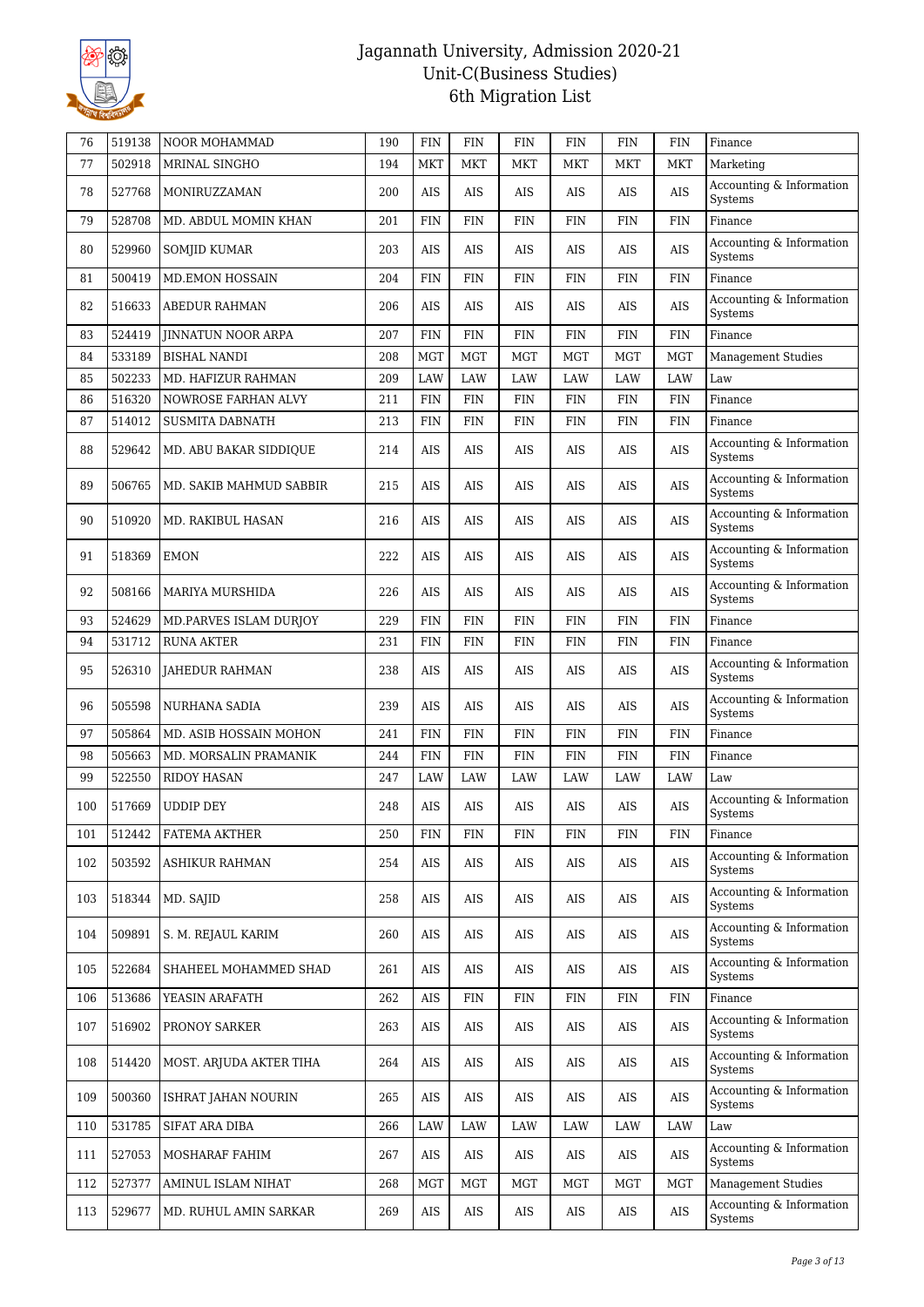| 76 | 519138 | NOOR MOHAMMAD | 190 | FIN | FIN | FIN | FIN | FIN | FIN | Finance |
|---|---|---|---|---|---|---|---|---|---|---|
| 77 | 502918 | MRINAL SINGHO | 194 | MKT | MKT | MKT | MKT | MKT | MKT | Marketing |
| 78 | 527768 | MONIRUZZAMAN | 200 | AIS | AIS | AIS | AIS | AIS | AIS | Accounting & Information Systems |
| 79 | 528708 | MD. ABDUL MOMIN KHAN | 201 | FIN | FIN | FIN | FIN | FIN | FIN | Finance |
| 80 | 529960 | SOMJID KUMAR | 203 | AIS | AIS | AIS | AIS | AIS | AIS | Accounting & Information Systems |
| 81 | 500419 | MD.EMON HOSSAIN | 204 | FIN | FIN | FIN | FIN | FIN | FIN | Finance |
| 82 | 516633 | ABEDUR RAHMAN | 206 | AIS | AIS | AIS | AIS | AIS | AIS | Accounting & Information Systems |
| 83 | 524419 | JINNATUN NOOR ARPA | 207 | FIN | FIN | FIN | FIN | FIN | FIN | Finance |
| 84 | 533189 | BISHAL NANDI | 208 | MGT | MGT | MGT | MGT | MGT | MGT | Management Studies |
| 85 | 502233 | MD. HAFIZUR RAHMAN | 209 | LAW | LAW | LAW | LAW | LAW | LAW | Law |
| 86 | 516320 | NOWROSE FARHAN ALVY | 211 | FIN | FIN | FIN | FIN | FIN | FIN | Finance |
| 87 | 514012 | SUSMITA DABNATH | 213 | FIN | FIN | FIN | FIN | FIN | FIN | Finance |
| 88 | 529642 | MD. ABU BAKAR SIDDIQUE | 214 | AIS | AIS | AIS | AIS | AIS | AIS | Accounting & Information Systems |
| 89 | 506765 | MD. SAKIB MAHMUD SABBIR | 215 | AIS | AIS | AIS | AIS | AIS | AIS | Accounting & Information Systems |
| 90 | 510920 | MD. RAKIBUL HASAN | 216 | AIS | AIS | AIS | AIS | AIS | AIS | Accounting & Information Systems |
| 91 | 518369 | EMON | 222 | AIS | AIS | AIS | AIS | AIS | AIS | Accounting & Information Systems |
| 92 | 508166 | MARIYA MURSHIDA | 226 | AIS | AIS | AIS | AIS | AIS | AIS | Accounting & Information Systems |
| 93 | 524629 | MD.PARVES ISLAM DURJOY | 229 | FIN | FIN | FIN | FIN | FIN | FIN | Finance |
| 94 | 531712 | RUNA AKTER | 231 | FIN | FIN | FIN | FIN | FIN | FIN | Finance |
| 95 | 526310 | JAHEDUR RAHMAN | 238 | AIS | AIS | AIS | AIS | AIS | AIS | Accounting & Information Systems |
| 96 | 505598 | NURHANA SADIA | 239 | AIS | AIS | AIS | AIS | AIS | AIS | Accounting & Information Systems |
| 97 | 505864 | MD. ASIB HOSSAIN MOHON | 241 | FIN | FIN | FIN | FIN | FIN | FIN | Finance |
| 98 | 505663 | MD. MORSALIN PRAMANIK | 244 | FIN | FIN | FIN | FIN | FIN | FIN | Finance |
| 99 | 522550 | RIDOY HASAN | 247 | LAW | LAW | LAW | LAW | LAW | LAW | Law |
| 100 | 517669 | UDDIP DEY | 248 | AIS | AIS | AIS | AIS | AIS | AIS | Accounting & Information Systems |
| 101 | 512442 | FATEMA AKTHER | 250 | FIN | FIN | FIN | FIN | FIN | FIN | Finance |
| 102 | 503592 | ASHIKUR RAHMAN | 254 | AIS | AIS | AIS | AIS | AIS | AIS | Accounting & Information Systems |
| 103 | 518344 | MD. SAJID | 258 | AIS | AIS | AIS | AIS | AIS | AIS | Accounting & Information Systems |
| 104 | 509891 | S. M. REJAUL KARIM | 260 | AIS | AIS | AIS | AIS | AIS | AIS | Accounting & Information Systems |
| 105 | 522684 | SHAHEEL MOHAMMED SHAD | 261 | AIS | AIS | AIS | AIS | AIS | AIS | Accounting & Information Systems |
| 106 | 513686 | YEASIN ARAFATH | 262 | AIS | FIN | FIN | FIN | FIN | FIN | Finance |
| 107 | 516902 | PRONOY SARKER | 263 | AIS | AIS | AIS | AIS | AIS | AIS | Accounting & Information Systems |
| 108 | 514420 | MOST. ARJUDA AKTER TIHA | 264 | AIS | AIS | AIS | AIS | AIS | AIS | Accounting & Information Systems |
| 109 | 500360 | ISHRAT JAHAN NOURIN | 265 | AIS | AIS | AIS | AIS | AIS | AIS | Accounting & Information Systems |
| 110 | 531785 | SIFAT ARA DIBA | 266 | LAW | LAW | LAW | LAW | LAW | LAW | Law |
| 111 | 527053 | MOSHARAF FAHIM | 267 | AIS | AIS | AIS | AIS | AIS | AIS | Accounting & Information Systems |
| 112 | 527377 | AMINUL ISLAM NIHAT | 268 | MGT | MGT | MGT | MGT | MGT | MGT | Management Studies |
| 113 | 529677 | MD. RUHUL AMIN SARKAR | 269 | AIS | AIS | AIS | AIS | AIS | AIS | Accounting & Information Systems |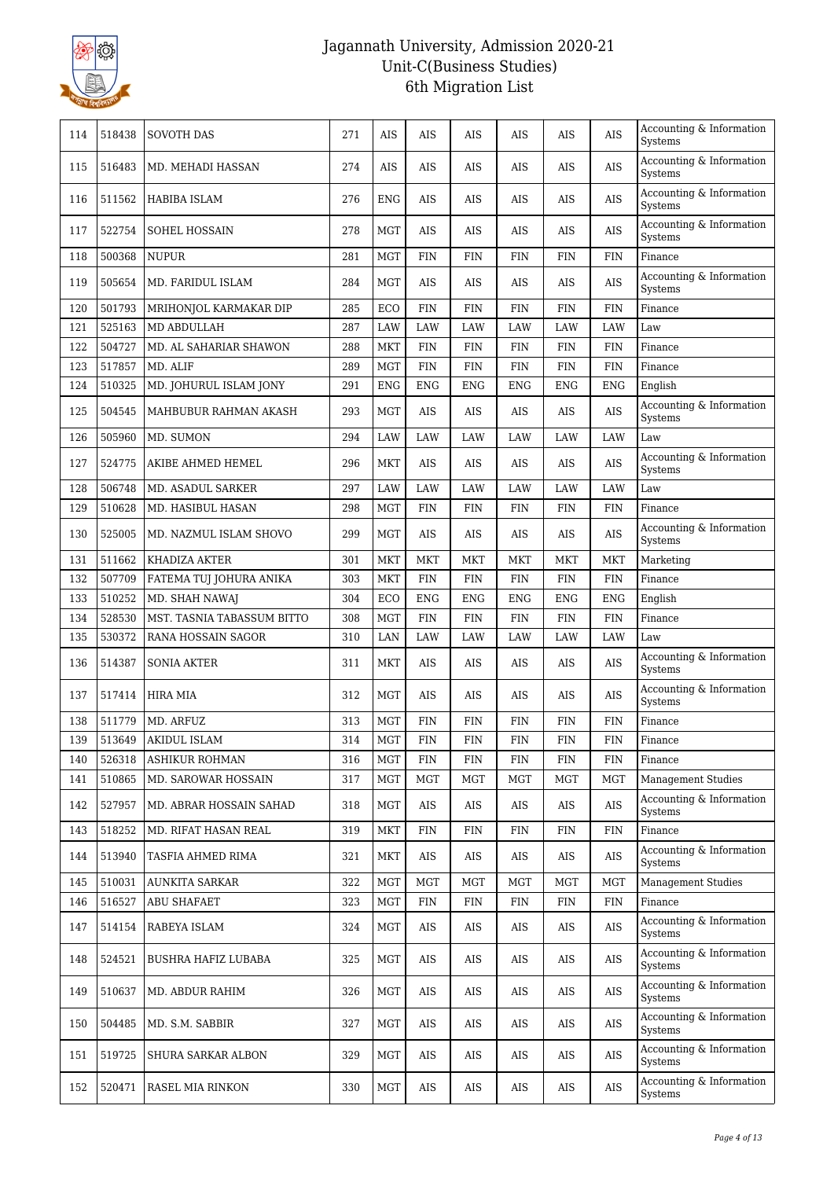# Jagannath University, Admission 2020-21
## Unit-C(Business Studies)
## 6th Migration List

| 114 | 518438 | SOVOTH DAS | 271 | AIS | AIS | AIS | AIS | AIS | AIS | Accounting & Information Systems |
|---|---|---|---|---|---|---|---|---|---|---|
| 115 | 516483 | MD. MEHADI HASSAN | 274 | AIS | AIS | AIS | AIS | AIS | AIS | Accounting & Information Systems |
| 116 | 511562 | HABIBA ISLAM | 276 | ENG | AIS | AIS | AIS | AIS | AIS | Accounting & Information Systems |
| 117 | 522754 | SOHEL HOSSAIN | 278 | MGT | AIS | AIS | AIS | AIS | AIS | Accounting & Information Systems |
| 118 | 500368 | NUPUR | 281 | MGT | FIN | FIN | FIN | FIN | FIN | Finance |
| 119 | 505654 | MD. FARIDUL ISLAM | 284 | MGT | AIS | AIS | AIS | AIS | AIS | Accounting & Information Systems |
| 120 | 501793 | MRIHONJOL KARMAKAR DIP | 285 | ECO | FIN | FIN | FIN | FIN | FIN | Finance |
| 121 | 525163 | MD ABDULLAH | 287 | LAW | LAW | LAW | LAW | LAW | LAW | Law |
| 122 | 504727 | MD. AL SAHARIAR SHAWON | 288 | MKT | FIN | FIN | FIN | FIN | FIN | Finance |
| 123 | 517857 | MD. ALIF | 289 | MGT | FIN | FIN | FIN | FIN | FIN | Finance |
| 124 | 510325 | MD. JOHURUL ISLAM JONY | 291 | ENG | ENG | ENG | ENG | ENG | ENG | English |
| 125 | 504545 | MAHBUBUR RAHMAN AKASH | 293 | MGT | AIS | AIS | AIS | AIS | AIS | Accounting & Information Systems |
| 126 | 505960 | MD. SUMON | 294 | LAW | LAW | LAW | LAW | LAW | LAW | Law |
| 127 | 524775 | AKIBE AHMED HEMEL | 296 | MKT | AIS | AIS | AIS | AIS | AIS | Accounting & Information Systems |
| 128 | 506748 | MD. ASADUL SARKER | 297 | LAW | LAW | LAW | LAW | LAW | LAW | Law |
| 129 | 510628 | MD. HASIBUL HASAN | 298 | MGT | FIN | FIN | FIN | FIN | FIN | Finance |
| 130 | 525005 | MD. NAZMUL ISLAM SHOVO | 299 | MGT | AIS | AIS | AIS | AIS | AIS | Accounting & Information Systems |
| 131 | 511662 | KHADIZA AKTER | 301 | MKT | MKT | MKT | MKT | MKT | MKT | Marketing |
| 132 | 507709 | FATEMA TUJ JOHURA ANIKA | 303 | MKT | FIN | FIN | FIN | FIN | FIN | Finance |
| 133 | 510252 | MD. SHAH NAWAJ | 304 | ECO | ENG | ENG | ENG | ENG | ENG | English |
| 134 | 528530 | MST. TASNIA TABASSUM BITTO | 308 | MGT | FIN | FIN | FIN | FIN | FIN | Finance |
| 135 | 530372 | RANA HOSSAIN SAGOR | 310 | LAN | LAW | LAW | LAW | LAW | LAW | Law |
| 136 | 514387 | SONIA AKTER | 311 | MKT | AIS | AIS | AIS | AIS | AIS | Accounting & Information Systems |
| 137 | 517414 | HIRA MIA | 312 | MGT | AIS | AIS | AIS | AIS | AIS | Accounting & Information Systems |
| 138 | 511779 | MD. ARFUZ | 313 | MGT | FIN | FIN | FIN | FIN | FIN | Finance |
| 139 | 513649 | AKIDUL ISLAM | 314 | MGT | FIN | FIN | FIN | FIN | FIN | Finance |
| 140 | 526318 | ASHIKUR ROHMAN | 316 | MGT | FIN | FIN | FIN | FIN | FIN | Finance |
| 141 | 510865 | MD. SAROWAR HOSSAIN | 317 | MGT | MGT | MGT | MGT | MGT | MGT | Management Studies |
| 142 | 527957 | MD. ABRAR HOSSAIN SAHAD | 318 | MGT | AIS | AIS | AIS | AIS | AIS | Accounting & Information Systems |
| 143 | 518252 | MD. RIFAT HASAN REAL | 319 | MKT | FIN | FIN | FIN | FIN | FIN | Finance |
| 144 | 513940 | TASFIA AHMED RIMA | 321 | MKT | AIS | AIS | AIS | AIS | AIS | Accounting & Information Systems |
| 145 | 510031 | AUNKITA SARKAR | 322 | MGT | MGT | MGT | MGT | MGT | MGT | Management Studies |
| 146 | 516527 | ABU SHAFAET | 323 | MGT | FIN | FIN | FIN | FIN | FIN | Finance |
| 147 | 514154 | RABEYA ISLAM | 324 | MGT | AIS | AIS | AIS | AIS | AIS | Accounting & Information Systems |
| 148 | 524521 | BUSHRA HAFIZ LUBABA | 325 | MGT | AIS | AIS | AIS | AIS | AIS | Accounting & Information Systems |
| 149 | 510637 | MD. ABDUR RAHIM | 326 | MGT | AIS | AIS | AIS | AIS | AIS | Accounting & Information Systems |
| 150 | 504485 | MD. S.M. SABBIR | 327 | MGT | AIS | AIS | AIS | AIS | AIS | Accounting & Information Systems |
| 151 | 519725 | SHURA SARKAR ALBON | 329 | MGT | AIS | AIS | AIS | AIS | AIS | Accounting & Information Systems |
| 152 | 520471 | RASEL MIA RINKON | 330 | MGT | AIS | AIS | AIS | AIS | AIS | Accounting & Information Systems |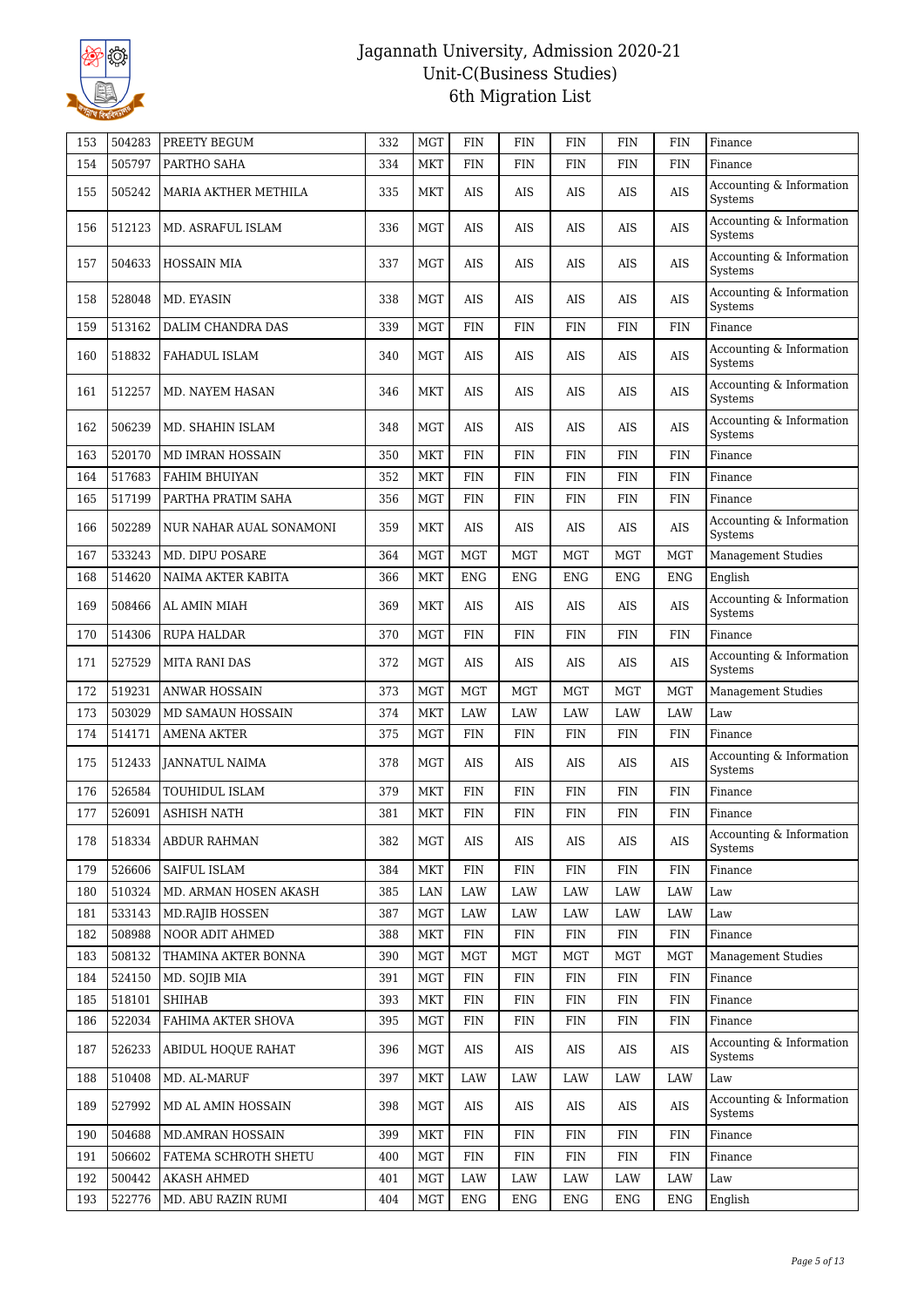| | | | | | | | | | | |
|---|---|---|---|---|---|---|---|---|---|---|
| 153 | 504283 | PREETY BEGUM | 332 | MGT | FIN | FIN | FIN | FIN | FIN | Finance |
| 154 | 505797 | PARTHO SAHA | 334 | MKT | FIN | FIN | FIN | FIN | FIN | Finance |
| 155 | 505242 | MARIA AKTHER METHILA | 335 | MKT | AIS | AIS | AIS | AIS | AIS | Accounting & Information Systems |
| 156 | 512123 | MD. ASRAFUL ISLAM | 336 | MGT | AIS | AIS | AIS | AIS | AIS | Accounting & Information Systems |
| 157 | 504633 | HOSSAIN MIA | 337 | MGT | AIS | AIS | AIS | AIS | AIS | Accounting & Information Systems |
| 158 | 528048 | MD. EYASIN | 338 | MGT | AIS | AIS | AIS | AIS | AIS | Accounting & Information Systems |
| 159 | 513162 | DALIM CHANDRA DAS | 339 | MGT | FIN | FIN | FIN | FIN | FIN | Finance |
| 160 | 518832 | FAHADUL ISLAM | 340 | MGT | AIS | AIS | AIS | AIS | AIS | Accounting & Information Systems |
| 161 | 512257 | MD. NAYEM HASAN | 346 | MKT | AIS | AIS | AIS | AIS | AIS | Accounting & Information Systems |
| 162 | 506239 | MD. SHAHIN ISLAM | 348 | MGT | AIS | AIS | AIS | AIS | AIS | Accounting & Information Systems |
| 163 | 520170 | MD IMRAN HOSSAIN | 350 | MKT | FIN | FIN | FIN | FIN | FIN | Finance |
| 164 | 517683 | FAHIM BHUIYAN | 352 | MKT | FIN | FIN | FIN | FIN | FIN | Finance |
| 165 | 517199 | PARTHA PRATIM SAHA | 356 | MGT | FIN | FIN | FIN | FIN | FIN | Finance |
| 166 | 502289 | NUR NAHAR AUAL SONAMONI | 359 | MKT | AIS | AIS | AIS | AIS | AIS | Accounting & Information Systems |
| 167 | 533243 | MD. DIPU POSARE | 364 | MGT | MGT | MGT | MGT | MGT | MGT | Management Studies |
| 168 | 514620 | NAIMA AKTER KABITA | 366 | MKT | ENG | ENG | ENG | ENG | ENG | English |
| 169 | 508466 | AL AMIN MIAH | 369 | MKT | AIS | AIS | AIS | AIS | AIS | Accounting & Information Systems |
| 170 | 514306 | RUPA HALDAR | 370 | MGT | FIN | FIN | FIN | FIN | FIN | Finance |
| 171 | 527529 | MITA RANI DAS | 372 | MGT | AIS | AIS | AIS | AIS | AIS | Accounting & Information Systems |
| 172 | 519231 | ANWAR HOSSAIN | 373 | MGT | MGT | MGT | MGT | MGT | MGT | Management Studies |
| 173 | 503029 | MD SAMAUN HOSSAIN | 374 | MKT | LAW | LAW | LAW | LAW | LAW | Law |
| 174 | 514171 | AMENA AKTER | 375 | MGT | FIN | FIN | FIN | FIN | FIN | Finance |
| 175 | 512433 | JANNATUL NAIMA | 378 | MGT | AIS | AIS | AIS | AIS | AIS | Accounting & Information Systems |
| 176 | 526584 | TOUHIDUL ISLAM | 379 | MKT | FIN | FIN | FIN | FIN | FIN | Finance |
| 177 | 526091 | ASHISH NATH | 381 | MKT | FIN | FIN | FIN | FIN | FIN | Finance |
| 178 | 518334 | ABDUR RAHMAN | 382 | MGT | AIS | AIS | AIS | AIS | AIS | Accounting & Information Systems |
| 179 | 526606 | SAIFUL ISLAM | 384 | MKT | FIN | FIN | FIN | FIN | FIN | Finance |
| 180 | 510324 | MD. ARMAN HOSEN AKASH | 385 | LAN | LAW | LAW | LAW | LAW | LAW | Law |
| 181 | 533143 | MD.RAJIB HOSSEN | 387 | MGT | LAW | LAW | LAW | LAW | LAW | Law |
| 182 | 508988 | NOOR ADIT AHMED | 388 | MKT | FIN | FIN | FIN | FIN | FIN | Finance |
| 183 | 508132 | THAMINA AKTER BONNA | 390 | MGT | MGT | MGT | MGT | MGT | MGT | Management Studies |
| 184 | 524150 | MD. SOJIB MIA | 391 | MGT | FIN | FIN | FIN | FIN | FIN | Finance |
| 185 | 518101 | SHIHAB | 393 | MKT | FIN | FIN | FIN | FIN | FIN | Finance |
| 186 | 522034 | FAHIMA AKTER SHOVA | 395 | MGT | FIN | FIN | FIN | FIN | FIN | Finance |
| 187 | 526233 | ABIDUL HOQUE RAHAT | 396 | MGT | AIS | AIS | AIS | AIS | AIS | Accounting & Information Systems |
| 188 | 510408 | MD. AL-MARUF | 397 | MKT | LAW | LAW | LAW | LAW | LAW | Law |
| 189 | 527992 | MD AL AMIN HOSSAIN | 398 | MGT | AIS | AIS | AIS | AIS | AIS | Accounting & Information Systems |
| 190 | 504688 | MD.AMRAN HOSSAIN | 399 | MKT | FIN | FIN | FIN | FIN | FIN | Finance |
| 191 | 506602 | FATEMA SCHROTH SHETU | 400 | MGT | FIN | FIN | FIN | FIN | FIN | Finance |
| 192 | 500442 | AKASH AHMED | 401 | MGT | LAW | LAW | LAW | LAW | LAW | Law |
| 193 | 522776 | MD. ABU RAZIN RUMI | 404 | MGT | ENG | ENG | ENG | ENG | ENG | English |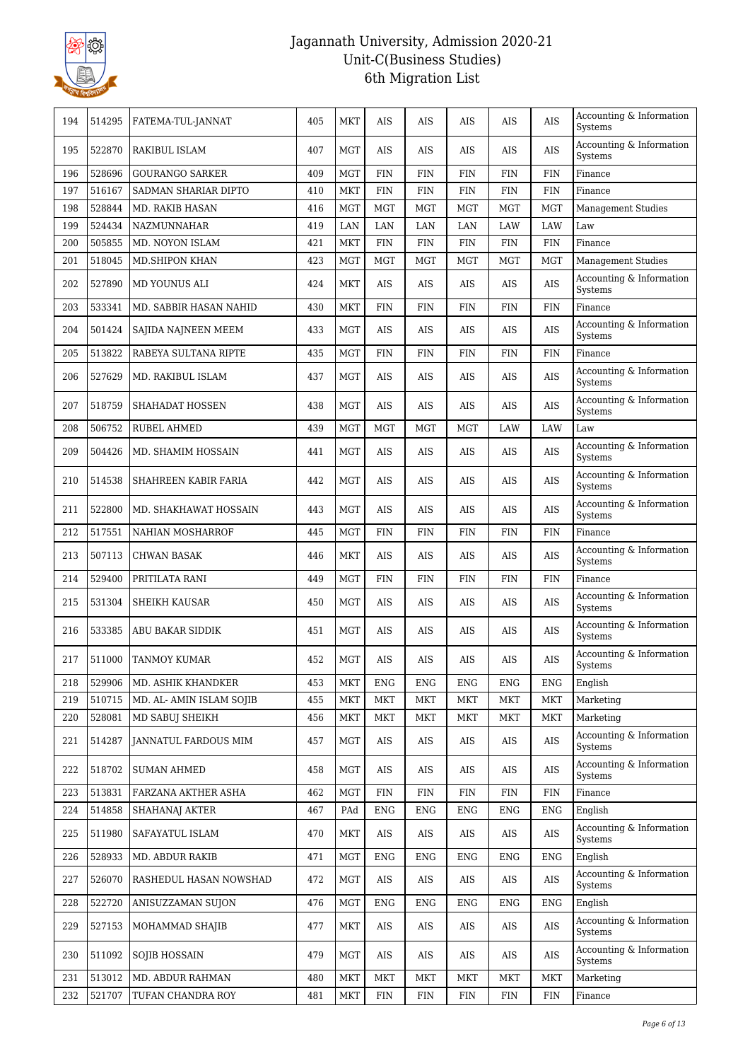# Jagannath University, Admission 2020-21
## Unit-C(Business Studies)
## 6th Migration List

| | | | | | | | | | | |
|---|---|---|---|---|---|---|---|---|---|---|
| 194 | 514295 | FATEMA-TUL-JANNAT | 405 | MKT | AIS | AIS | AIS | AIS | AIS | Accounting & Information Systems |
| 195 | 522870 | RAKIBUL ISLAM | 407 | MGT | AIS | AIS | AIS | AIS | AIS | Accounting & Information Systems |
| 196 | 528696 | GOURANGO SARKER | 409 | MGT | FIN | FIN | FIN | FIN | FIN | Finance |
| 197 | 516167 | SADMAN SHARIAR DIPTO | 410 | MKT | FIN | FIN | FIN | FIN | FIN | Finance |
| 198 | 528844 | MD. RAKIB HASAN | 416 | MGT | MGT | MGT | MGT | MGT | MGT | Management Studies |
| 199 | 524434 | NAZMUNNAHAR | 419 | LAN | LAN | LAN | LAN | LAW | LAW | Law |
| 200 | 505855 | MD. NOYON ISLAM | 421 | MKT | FIN | FIN | FIN | FIN | FIN | Finance |
| 201 | 518045 | MD.SHIPON KHAN | 423 | MGT | MGT | MGT | MGT | MGT | MGT | Management Studies |
| 202 | 527890 | MD YOUNUS ALI | 424 | MKT | AIS | AIS | AIS | AIS | AIS | Accounting & Information Systems |
| 203 | 533341 | MD. SABBIR HASAN NAHID | 430 | MKT | FIN | FIN | FIN | FIN | FIN | Finance |
| 204 | 501424 | SAJIDA NAJNEEN MEEM | 433 | MGT | AIS | AIS | AIS | AIS | AIS | Accounting & Information Systems |
| 205 | 513822 | RABEYA SULTANA RIPTE | 435 | MGT | FIN | FIN | FIN | FIN | FIN | Finance |
| 206 | 527629 | MD. RAKIBUL ISLAM | 437 | MGT | AIS | AIS | AIS | AIS | AIS | Accounting & Information Systems |
| 207 | 518759 | SHAHADAT HOSSEN | 438 | MGT | AIS | AIS | AIS | AIS | AIS | Accounting & Information Systems |
| 208 | 506752 | RUBEL AHMED | 439 | MGT | MGT | MGT | MGT | LAW | LAW | Law |
| 209 | 504426 | MD. SHAMIM HOSSAIN | 441 | MGT | AIS | AIS | AIS | AIS | AIS | Accounting & Information Systems |
| 210 | 514538 | SHAHREEN KABIR FARIA | 442 | MGT | AIS | AIS | AIS | AIS | AIS | Accounting & Information Systems |
| 211 | 522800 | MD. SHAKHAWAT HOSSAIN | 443 | MGT | AIS | AIS | AIS | AIS | AIS | Accounting & Information Systems |
| 212 | 517551 | NAHIAN MOSHARROF | 445 | MGT | FIN | FIN | FIN | FIN | FIN | Finance |
| 213 | 507113 | CHWAN BASAK | 446 | MKT | AIS | AIS | AIS | AIS | AIS | Accounting & Information Systems |
| 214 | 529400 | PRITILATA RANI | 449 | MGT | FIN | FIN | FIN | FIN | FIN | Finance |
| 215 | 531304 | SHEIKH KAUSAR | 450 | MGT | AIS | AIS | AIS | AIS | AIS | Accounting & Information Systems |
| 216 | 533385 | ABU BAKAR SIDDIK | 451 | MGT | AIS | AIS | AIS | AIS | AIS | Accounting & Information Systems |
| 217 | 511000 | TANMOY KUMAR | 452 | MGT | AIS | AIS | AIS | AIS | AIS | Accounting & Information Systems |
| 218 | 529906 | MD. ASHIK KHANDKER | 453 | MKT | ENG | ENG | ENG | ENG | ENG | English |
| 219 | 510715 | MD. AL- AMIN ISLAM SOJIB | 455 | MKT | MKT | MKT | MKT | MKT | MKT | Marketing |
| 220 | 528081 | MD SABUJ SHEIKH | 456 | MKT | MKT | MKT | MKT | MKT | MKT | Marketing |
| 221 | 514287 | JANNATUL FARDOUS MIM | 457 | MGT | AIS | AIS | AIS | AIS | AIS | Accounting & Information Systems |
| 222 | 518702 | SUMAN AHMED | 458 | MGT | AIS | AIS | AIS | AIS | AIS | Accounting & Information Systems |
| 223 | 513831 | FARZANA AKTHER ASHA | 462 | MGT | FIN | FIN | FIN | FIN | FIN | Finance |
| 224 | 514858 | SHAHANAJ AKTER | 467 | PAd | ENG | ENG | ENG | ENG | ENG | English |
| 225 | 511980 | SAFAYATUL ISLAM | 470 | MKT | AIS | AIS | AIS | AIS | AIS | Accounting & Information Systems |
| 226 | 528933 | MD. ABDUR RAKIB | 471 | MGT | ENG | ENG | ENG | ENG | ENG | English |
| 227 | 526070 | RASHEDUL HASAN NOWSHAD | 472 | MGT | AIS | AIS | AIS | AIS | AIS | Accounting & Information Systems |
| 228 | 522720 | ANISUZZAMAN SUJON | 476 | MGT | ENG | ENG | ENG | ENG | ENG | English |
| 229 | 527153 | MOHAMMAD SHAJIB | 477 | MKT | AIS | AIS | AIS | AIS | AIS | Accounting & Information Systems |
| 230 | 511092 | SOJIB HOSSAIN | 479 | MGT | AIS | AIS | AIS | AIS | AIS | Accounting & Information Systems |
| 231 | 513012 | MD. ABDUR RAHMAN | 480 | MKT | MKT | MKT | MKT | MKT | MKT | Marketing |
| 232 | 521707 | TUFAN CHANDRA ROY | 481 | MKT | FIN | FIN | FIN | FIN | FIN | Finance |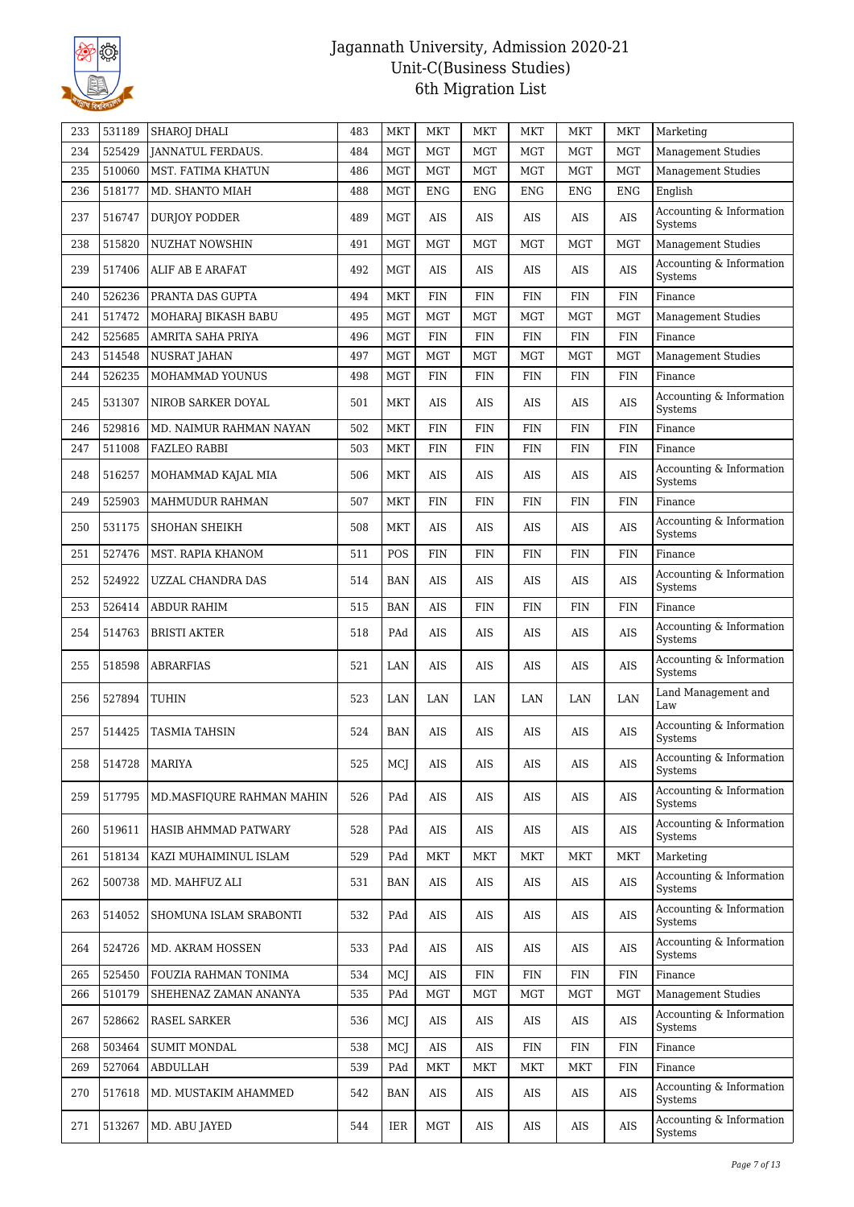# Jagannath University, Admission 2020-21
## Unit-C(Business Studies)
## 6th Migration List

| | | | | | | | | | | |
|---|---|---|---|---|---|---|---|---|---|---|
| 233 | 531189 | SHAROJ DHALI | 483 | MKT | MKT | MKT | MKT | MKT | MKT | Marketing |
| 234 | 525429 | JANNATUL FERDAUS. | 484 | MGT | MGT | MGT | MGT | MGT | MGT | Management Studies |
| 235 | 510060 | MST. FATIMA KHATUN | 486 | MGT | MGT | MGT | MGT | MGT | MGT | Management Studies |
| 236 | 518177 | MD. SHANTO MIAH | 488 | MGT | ENG | ENG | ENG | ENG | ENG | English |
| 237 | 516747 | DURJOY PODDER | 489 | MGT | AIS | AIS | AIS | AIS | AIS | Accounting & Information Systems |
| 238 | 515820 | NUZHAT NOWSHIN | 491 | MGT | MGT | MGT | MGT | MGT | MGT | Management Studies |
| 239 | 517406 | ALIF AB E ARAFAT | 492 | MGT | AIS | AIS | AIS | AIS | AIS | Accounting & Information Systems |
| 240 | 526236 | PRANTA DAS GUPTA | 494 | MKT | FIN | FIN | FIN | FIN | FIN | Finance |
| 241 | 517472 | MOHARAJ BIKASH BABU | 495 | MGT | MGT | MGT | MGT | MGT | MGT | Management Studies |
| 242 | 525685 | AMRITA SAHA PRIYA | 496 | MGT | FIN | FIN | FIN | FIN | FIN | Finance |
| 243 | 514548 | NUSRAT JAHAN | 497 | MGT | MGT | MGT | MGT | MGT | MGT | Management Studies |
| 244 | 526235 | MOHAMMAD YOUNUS | 498 | MGT | FIN | FIN | FIN | FIN | FIN | Finance |
| 245 | 531307 | NIROB SARKER DOYAL | 501 | MKT | AIS | AIS | AIS | AIS | AIS | Accounting & Information Systems |
| 246 | 529816 | MD. NAIMUR RAHMAN NAYAN | 502 | MKT | FIN | FIN | FIN | FIN | FIN | Finance |
| 247 | 511008 | FAZLEO RABBI | 503 | MKT | FIN | FIN | FIN | FIN | FIN | Finance |
| 248 | 516257 | MOHAMMAD KAJAL MIA | 506 | MKT | AIS | AIS | AIS | AIS | AIS | Accounting & Information Systems |
| 249 | 525903 | MAHMUDUR RAHMAN | 507 | MKT | FIN | FIN | FIN | FIN | FIN | Finance |
| 250 | 531175 | SHOHAN SHEIKH | 508 | MKT | AIS | AIS | AIS | AIS | AIS | Accounting & Information Systems |
| 251 | 527476 | MST. RAPIA KHANOM | 511 | POS | FIN | FIN | FIN | FIN | FIN | Finance |
| 252 | 524922 | UZZAL CHANDRA DAS | 514 | BAN | AIS | AIS | AIS | AIS | AIS | Accounting & Information Systems |
| 253 | 526414 | ABDUR RAHIM | 515 | BAN | AIS | FIN | FIN | FIN | FIN | Finance |
| 254 | 514763 | BRISTI AKTER | 518 | PAd | AIS | AIS | AIS | AIS | AIS | Accounting & Information Systems |
| 255 | 518598 | ABRARFIAS | 521 | LAN | AIS | AIS | AIS | AIS | AIS | Accounting & Information Systems |
| 256 | 527894 | TUHIN | 523 | LAN | LAN | LAN | LAN | LAN | LAN | Land Management and Law |
| 257 | 514425 | TASMIA TAHSIN | 524 | BAN | AIS | AIS | AIS | AIS | AIS | Accounting & Information Systems |
| 258 | 514728 | MARIYA | 525 | MCJ | AIS | AIS | AIS | AIS | AIS | Accounting & Information Systems |
| 259 | 517795 | MD.MASFIQURE RAHMAN MAHIN | 526 | PAd | AIS | AIS | AIS | AIS | AIS | Accounting & Information Systems |
| 260 | 519611 | HASIB AHMMAD PATWARY | 528 | PAd | AIS | AIS | AIS | AIS | AIS | Accounting & Information Systems |
| 261 | 518134 | KAZI MUHAIMINUL ISLAM | 529 | PAd | MKT | MKT | MKT | MKT | MKT | Marketing |
| 262 | 500738 | MD. MAHFUZ ALI | 531 | BAN | AIS | AIS | AIS | AIS | AIS | Accounting & Information Systems |
| 263 | 514052 | SHOMUNA ISLAM SRABONTI | 532 | PAd | AIS | AIS | AIS | AIS | AIS | Accounting & Information Systems |
| 264 | 524726 | MD. AKRAM HOSSEN | 533 | PAd | AIS | AIS | AIS | AIS | AIS | Accounting & Information Systems |
| 265 | 525450 | FOUZIA RAHMAN TONIMA | 534 | MCJ | AIS | FIN | FIN | FIN | FIN | Finance |
| 266 | 510179 | SHEHENAZ ZAMAN ANANYA | 535 | PAd | MGT | MGT | MGT | MGT | MGT | Management Studies |
| 267 | 528662 | RASEL SARKER | 536 | MCJ | AIS | AIS | AIS | AIS | AIS | Accounting & Information Systems |
| 268 | 503464 | SUMIT MONDAL | 538 | MCJ | AIS | AIS | FIN | FIN | FIN | Finance |
| 269 | 527064 | ABDULLAH | 539 | PAd | MKT | MKT | MKT | MKT | FIN | Finance |
| 270 | 517618 | MD. MUSTAKIM AHAMMED | 542 | BAN | AIS | AIS | AIS | AIS | AIS | Accounting & Information Systems |
| 271 | 513267 | MD. ABU JAYED | 544 | IER | MGT | AIS | AIS | AIS | AIS | Accounting & Information Systems |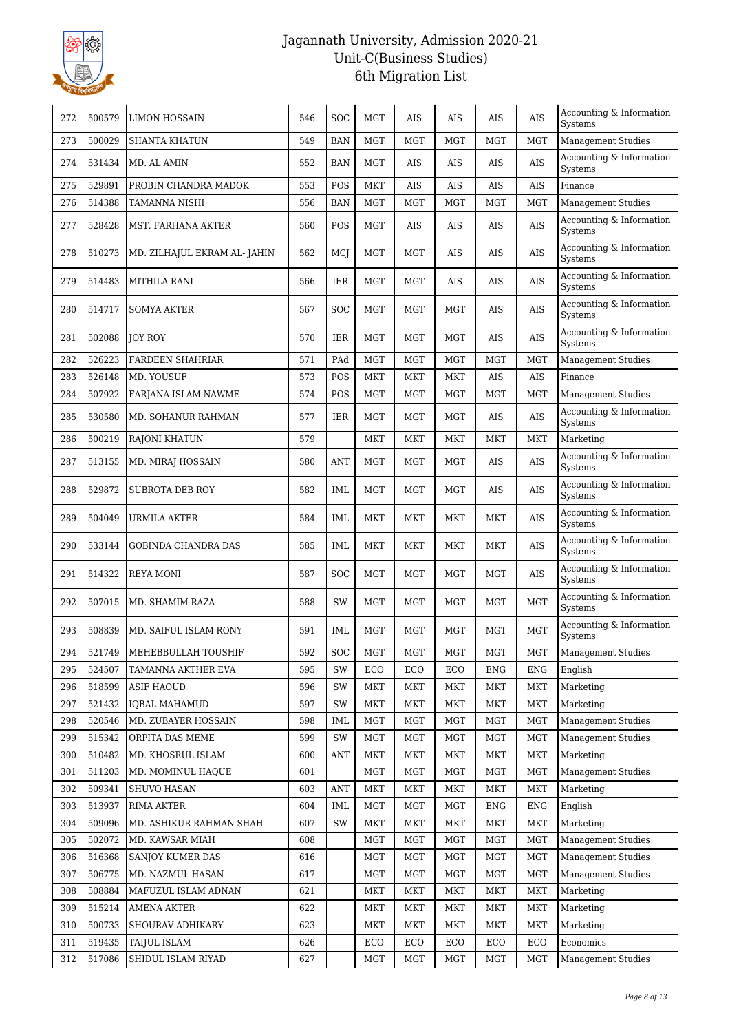| 272 | 500579 | LIMON HOSSAIN | 546 | SOC | MGT | AIS | AIS | AIS | AIS | Accounting & Information Systems |
|---|---|---|---|---|---|---|---|---|---|---|
| 273 | 500029 | SHANTA KHATUN | 549 | BAN | MGT | MGT | MGT | MGT | MGT | Management Studies |
| 274 | 531434 | MD. AL AMIN | 552 | BAN | MGT | AIS | AIS | AIS | AIS | Accounting & Information Systems |
| 275 | 529891 | PROBIN CHANDRA MADOK | 553 | POS | MKT | AIS | AIS | AIS | AIS | Finance |
| 276 | 514388 | TAMANNA NISHI | 556 | BAN | MGT | MGT | MGT | MGT | MGT | Management Studies |
| 277 | 528428 | MST. FARHANA AKTER | 560 | POS | MGT | AIS | AIS | AIS | AIS | Accounting & Information Systems |
| 278 | 510273 | MD. ZILHAJUL EKRAM AL- JAHIN | 562 | MCJ | MGT | MGT | AIS | AIS | AIS | Accounting & Information Systems |
| 279 | 514483 | MITHILA RANI | 566 | IER | MGT | MGT | AIS | AIS | AIS | Accounting & Information Systems |
| 280 | 514717 | SOMYA AKTER | 567 | SOC | MGT | MGT | MGT | AIS | AIS | Accounting & Information Systems |
| 281 | 502088 | JOY ROY | 570 | IER | MGT | MGT | MGT | AIS | AIS | Accounting & Information Systems |
| 282 | 526223 | FARDEEN SHAHRIAR | 571 | PAd | MGT | MGT | MGT | MGT | MGT | Management Studies |
| 283 | 526148 | MD. YOUSUF | 573 | POS | MKT | MKT | MKT | AIS | AIS | Finance |
| 284 | 507922 | FARJANA ISLAM NAWME | 574 | POS | MGT | MGT | MGT | MGT | MGT | Management Studies |
| 285 | 530580 | MD. SOHANUR RAHMAN | 577 | IER | MGT | MGT | MGT | AIS | AIS | Accounting & Information Systems |
| 286 | 500219 | RAJONI KHATUN | 579 | | MKT | MKT | MKT | MKT | MKT | Marketing |
| 287 | 513155 | MD. MIRAJ HOSSAIN | 580 | ANT | MGT | MGT | MGT | AIS | AIS | Accounting & Information Systems |
| 288 | 529872 | SUBROTA DEB ROY | 582 | IML | MGT | MGT | MGT | AIS | AIS | Accounting & Information Systems |
| 289 | 504049 | URMILA AKTER | 584 | IML | MKT | MKT | MKT | MKT | AIS | Accounting & Information Systems |
| 290 | 533144 | GOBINDA CHANDRA DAS | 585 | IML | MKT | MKT | MKT | MKT | AIS | Accounting & Information Systems |
| 291 | 514322 | REYA MONI | 587 | SOC | MGT | MGT | MGT | MGT | AIS | Accounting & Information Systems |
| 292 | 507015 | MD. SHAMIM RAZA | 588 | SW | MGT | MGT | MGT | MGT | MGT | Accounting & Information Systems |
| 293 | 508839 | MD. SAIFUL ISLAM RONY | 591 | IML | MGT | MGT | MGT | MGT | MGT | Accounting & Information Systems |
| 294 | 521749 | MEHEBBULLAH TOUSHIF | 592 | SOC | MGT | MGT | MGT | MGT | MGT | Management Studies |
| 295 | 524507 | TAMANNA AKTHER EVA | 595 | SW | ECO | ECO | ECO | ENG | ENG | English |
| 296 | 518599 | ASIF HAOUD | 596 | SW | MKT | MKT | MKT | MKT | MKT | Marketing |
| 297 | 521432 | IQBAL MAHAMUD | 597 | SW | MKT | MKT | MKT | MKT | MKT | Marketing |
| 298 | 520546 | MD. ZUBAYER HOSSAIN | 598 | IML | MGT | MGT | MGT | MGT | MGT | Management Studies |
| 299 | 515342 | ORPITA DAS MEME | 599 | SW | MGT | MGT | MGT | MGT | MGT | Management Studies |
| 300 | 510482 | MD. KHOSRUL ISLAM | 600 | ANT | MKT | MKT | MKT | MKT | MKT | Marketing |
| 301 | 511203 | MD. MOMINUL HAQUE | 601 | | MGT | MGT | MGT | MGT | MGT | Management Studies |
| 302 | 509341 | SHUVO HASAN | 603 | ANT | MKT | MKT | MKT | MKT | MKT | Marketing |
| 303 | 513937 | RIMA AKTER | 604 | IML | MGT | MGT | MGT | ENG | ENG | English |
| 304 | 509096 | MD. ASHIKUR RAHMAN SHAH | 607 | SW | MKT | MKT | MKT | MKT | MKT | Marketing |
| 305 | 502072 | MD. KAWSAR MIAH | 608 | | MGT | MGT | MGT | MGT | MGT | Management Studies |
| 306 | 516368 | SANJOY KUMER DAS | 616 | | MGT | MGT | MGT | MGT | MGT | Management Studies |
| 307 | 506775 | MD. NAZMUL HASAN | 617 | | MGT | MGT | MGT | MGT | MGT | Management Studies |
| 308 | 508884 | MAFUZUL ISLAM ADNAN | 621 | | MKT | MKT | MKT | MKT | MKT | Marketing |
| 309 | 515214 | AMENA AKTER | 622 | | MKT | MKT | MKT | MKT | MKT | Marketing |
| 310 | 500733 | SHOURAV ADHIKARY | 623 | | MKT | MKT | MKT | MKT | MKT | Marketing |
| 311 | 519435 | TAIJUL ISLAM | 626 | | ECO | ECO | ECO | ECO | ECO | Economics |
| 312 | 517086 | SHIDUL ISLAM RIYAD | 627 | | MGT | MGT | MGT | MGT | MGT | Management Studies |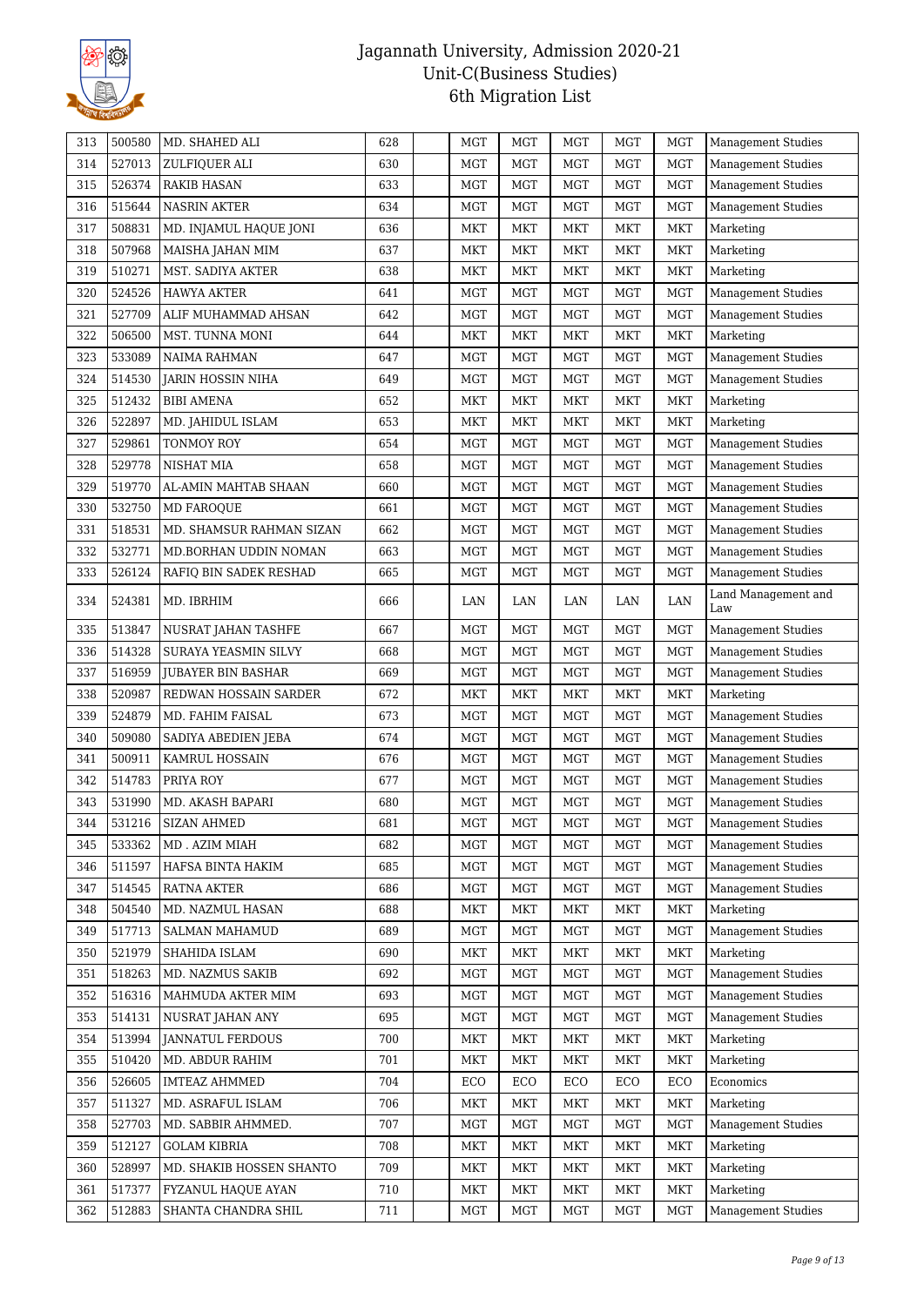# Jagannath University, Admission 2020-21
## Unit-C(Business Studies)
## 6th Migration List

| | | | | | | | | | | |
|---|---|---|---|---|---|---|---|---|---|---|
| 313 | 500580 | MD. SHAHED ALI | 628 | | MGT | MGT | MGT | MGT | MGT | Management Studies |
| 314 | 527013 | ZULFIQUER ALI | 630 | | MGT | MGT | MGT | MGT | MGT | Management Studies |
| 315 | 526374 | RAKIB HASAN | 633 | | MGT | MGT | MGT | MGT | MGT | Management Studies |
| 316 | 515644 | NASRIN AKTER | 634 | | MGT | MGT | MGT | MGT | MGT | Management Studies |
| 317 | 508831 | MD. INJAMUL HAQUE JONI | 636 | | MKT | MKT | MKT | MKT | MKT | Marketing |
| 318 | 507968 | MAISHA JAHAN MIM | 637 | | MKT | MKT | MKT | MKT | MKT | Marketing |
| 319 | 510271 | MST. SADIYA AKTER | 638 | | MKT | MKT | MKT | MKT | MKT | Marketing |
| 320 | 524526 | HAWYA AKTER | 641 | | MGT | MGT | MGT | MGT | MGT | Management Studies |
| 321 | 527709 | ALIF MUHAMMAD AHSAN | 642 | | MGT | MGT | MGT | MGT | MGT | Management Studies |
| 322 | 506500 | MST. TUNNA MONI | 644 | | MKT | MKT | MKT | MKT | MKT | Marketing |
| 323 | 533089 | NAIMA RAHMAN | 647 | | MGT | MGT | MGT | MGT | MGT | Management Studies |
| 324 | 514530 | JARIN HOSSIN NIHA | 649 | | MGT | MGT | MGT | MGT | MGT | Management Studies |
| 325 | 512432 | BIBI AMENA | 652 | | MKT | MKT | MKT | MKT | MKT | Marketing |
| 326 | 522897 | MD. JAHIDUL ISLAM | 653 | | MKT | MKT | MKT | MKT | MKT | Marketing |
| 327 | 529861 | TONMOY ROY | 654 | | MGT | MGT | MGT | MGT | MGT | Management Studies |
| 328 | 529778 | NISHAT MIA | 658 | | MGT | MGT | MGT | MGT | MGT | Management Studies |
| 329 | 519770 | AL-AMIN MAHTAB SHAAN | 660 | | MGT | MGT | MGT | MGT | MGT | Management Studies |
| 330 | 532750 | MD FAROQUE | 661 | | MGT | MGT | MGT | MGT | MGT | Management Studies |
| 331 | 518531 | MD. SHAMSUR RAHMAN SIZAN | 662 | | MGT | MGT | MGT | MGT | MGT | Management Studies |
| 332 | 532771 | MD.BORHAN UDDIN NOMAN | 663 | | MGT | MGT | MGT | MGT | MGT | Management Studies |
| 333 | 526124 | RAFIQ BIN SADEK RESHAD | 665 | | MGT | MGT | MGT | MGT | MGT | Management Studies |
| 334 | 524381 | MD. IBRHIM | 666 | | LAN | LAN | LAN | LAN | LAN | Land Management and Law |
| 335 | 513847 | NUSRAT JAHAN TASHFE | 667 | | MGT | MGT | MGT | MGT | MGT | Management Studies |
| 336 | 514328 | SURAYA YEASMIN SILVY | 668 | | MGT | MGT | MGT | MGT | MGT | Management Studies |
| 337 | 516959 | JUBAYER BIN BASHAR | 669 | | MGT | MGT | MGT | MGT | MGT | Management Studies |
| 338 | 520987 | REDWAN HOSSAIN SARDER | 672 | | MKT | MKT | MKT | MKT | MKT | Marketing |
| 339 | 524879 | MD. FAHIM FAISAL | 673 | | MGT | MGT | MGT | MGT | MGT | Management Studies |
| 340 | 509080 | SADIYA ABEDIEN JEBA | 674 | | MGT | MGT | MGT | MGT | MGT | Management Studies |
| 341 | 500911 | KAMRUL HOSSAIN | 676 | | MGT | MGT | MGT | MGT | MGT | Management Studies |
| 342 | 514783 | PRIYA ROY | 677 | | MGT | MGT | MGT | MGT | MGT | Management Studies |
| 343 | 531990 | MD. AKASH BAPARI | 680 | | MGT | MGT | MGT | MGT | MGT | Management Studies |
| 344 | 531216 | SIZAN AHMED | 681 | | MGT | MGT | MGT | MGT | MGT | Management Studies |
| 345 | 533362 | MD . AZIM MIAH | 682 | | MGT | MGT | MGT | MGT | MGT | Management Studies |
| 346 | 511597 | HAFSA BINTA HAKIM | 685 | | MGT | MGT | MGT | MGT | MGT | Management Studies |
| 347 | 514545 | RATNA AKTER | 686 | | MGT | MGT | MGT | MGT | MGT | Management Studies |
| 348 | 504540 | MD. NAZMUL HASAN | 688 | | MKT | MKT | MKT | MKT | MKT | Marketing |
| 349 | 517713 | SALMAN MAHAMUD | 689 | | MGT | MGT | MGT | MGT | MGT | Management Studies |
| 350 | 521979 | SHAHIDA ISLAM | 690 | | MKT | MKT | MKT | MKT | MKT | Marketing |
| 351 | 518263 | MD. NAZMUS SAKIB | 692 | | MGT | MGT | MGT | MGT | MGT | Management Studies |
| 352 | 516316 | MAHMUDA AKTER MIM | 693 | | MGT | MGT | MGT | MGT | MGT | Management Studies |
| 353 | 514131 | NUSRAT JAHAN ANY | 695 | | MGT | MGT | MGT | MGT | MGT | Management Studies |
| 354 | 513994 | JANNATUL FERDOUS | 700 | | MKT | MKT | MKT | MKT | MKT | Marketing |
| 355 | 510420 | MD. ABDUR RAHIM | 701 | | MKT | MKT | MKT | MKT | MKT | Marketing |
| 356 | 526605 | IMTEAZ AHMMED | 704 | | ECO | ECO | ECO | ECO | ECO | Economics |
| 357 | 511327 | MD. ASRAFUL ISLAM | 706 | | MKT | MKT | MKT | MKT | MKT | Marketing |
| 358 | 527703 | MD. SABBIR AHMMED. | 707 | | MGT | MGT | MGT | MGT | MGT | Management Studies |
| 359 | 512127 | GOLAM KIBRIA | 708 | | MKT | MKT | MKT | MKT | MKT | Marketing |
| 360 | 528997 | MD. SHAKIB HOSSEN SHANTO | 709 | | MKT | MKT | MKT | MKT | MKT | Marketing |
| 361 | 517377 | FYZANUL HAQUE AYAN | 710 | | MKT | MKT | MKT | MKT | MKT | Marketing |
| 362 | 512883 | SHANTA CHANDRA SHIL | 711 | | MGT | MGT | MGT | MGT | MGT | Management Studies |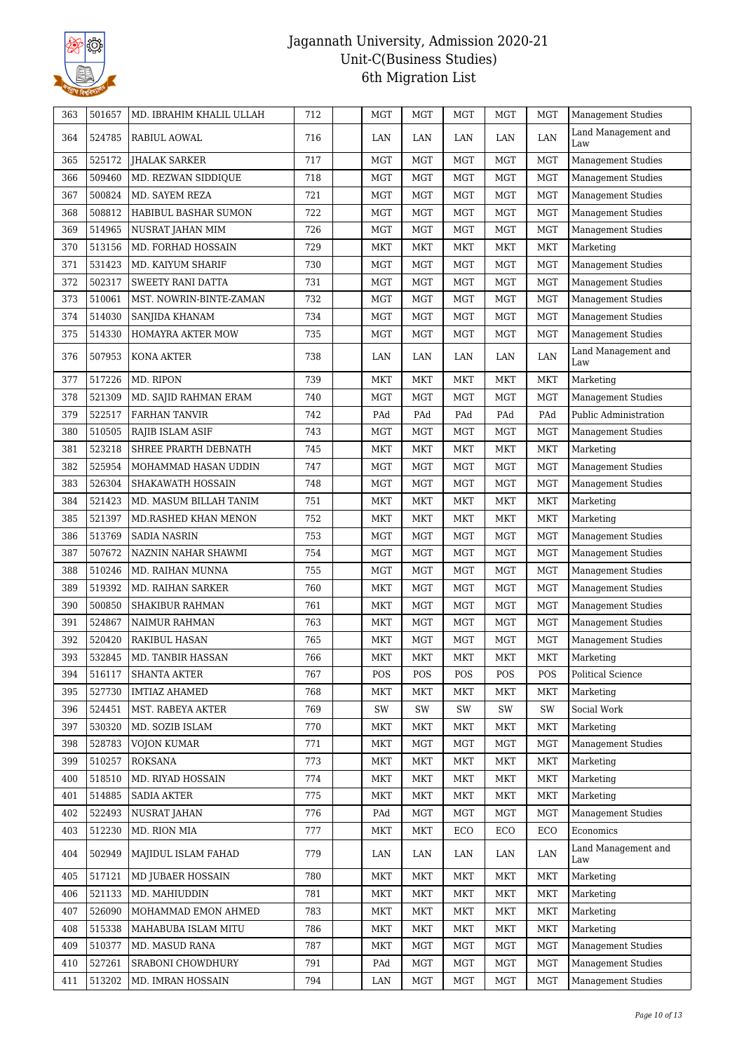# Jagannath University, Admission 2020-21
## Unit-C(Business Studies)
## 6th Migration List

| | | | | | | | | | | |
|---|---|---|---|---|---|---|---|---|---|---|
| 363 | 501657 | MD. IBRAHIM KHALIL ULLAH | 712 | | MGT | MGT | MGT | MGT | MGT | Management Studies |
| 364 | 524785 | RABIUL AOWAL | 716 | | LAN | LAN | LAN | LAN | LAN | Land Management and Law |
| 365 | 525172 | JHALAK SARKER | 717 | | MGT | MGT | MGT | MGT | MGT | Management Studies |
| 366 | 509460 | MD. REZWAN SIDDIQUE | 718 | | MGT | MGT | MGT | MGT | MGT | Management Studies |
| 367 | 500824 | MD. SAYEM REZA | 721 | | MGT | MGT | MGT | MGT | MGT | Management Studies |
| 368 | 508812 | HABIBUL BASHAR SUMON | 722 | | MGT | MGT | MGT | MGT | MGT | Management Studies |
| 369 | 514965 | NUSRAT JAHAN MIM | 726 | | MGT | MGT | MGT | MGT | MGT | Management Studies |
| 370 | 513156 | MD. FORHAD HOSSAIN | 729 | | MKT | MKT | MKT | MKT | MKT | Marketing |
| 371 | 531423 | MD. KAIYUM SHARIF | 730 | | MGT | MGT | MGT | MGT | MGT | Management Studies |
| 372 | 502317 | SWEETY RANI DATTA | 731 | | MGT | MGT | MGT | MGT | MGT | Management Studies |
| 373 | 510061 | MST. NOWRIN-BINTE-ZAMAN | 732 | | MGT | MGT | MGT | MGT | MGT | Management Studies |
| 374 | 514030 | SANJIDA KHANAM | 734 | | MGT | MGT | MGT | MGT | MGT | Management Studies |
| 375 | 514330 | HOMAYRA AKTER MOW | 735 | | MGT | MGT | MGT | MGT | MGT | Management Studies |
| 376 | 507953 | KONA AKTER | 738 | | LAN | LAN | LAN | LAN | LAN | Land Management and Law |
| 377 | 517226 | MD. RIPON | 739 | | MKT | MKT | MKT | MKT | MKT | Marketing |
| 378 | 521309 | MD. SAJID RAHMAN ERAM | 740 | | MGT | MGT | MGT | MGT | MGT | Management Studies |
| 379 | 522517 | FARHAN TANVIR | 742 | | PAd | PAd | PAd | PAd | PAd | Public Administration |
| 380 | 510505 | RAJIB ISLAM ASIF | 743 | | MGT | MGT | MGT | MGT | MGT | Management Studies |
| 381 | 523218 | SHREE PRARTH DEBNATH | 745 | | MKT | MKT | MKT | MKT | MKT | Marketing |
| 382 | 525954 | MOHAMMAD HASAN UDDIN | 747 | | MGT | MGT | MGT | MGT | MGT | Management Studies |
| 383 | 526304 | SHAKAWATH HOSSAIN | 748 | | MGT | MGT | MGT | MGT | MGT | Management Studies |
| 384 | 521423 | MD. MASUM BILLAH TANIM | 751 | | MKT | MKT | MKT | MKT | MKT | Marketing |
| 385 | 521397 | MD.RASHED KHAN MENON | 752 | | MKT | MKT | MKT | MKT | MKT | Marketing |
| 386 | 513769 | SADIA NASRIN | 753 | | MGT | MGT | MGT | MGT | MGT | Management Studies |
| 387 | 507672 | NAZNIN NAHAR SHAWMI | 754 | | MGT | MGT | MGT | MGT | MGT | Management Studies |
| 388 | 510246 | MD. RAIHAN MUNNA | 755 | | MGT | MGT | MGT | MGT | MGT | Management Studies |
| 389 | 519392 | MD. RAIHAN SARKER | 760 | | MKT | MGT | MGT | MGT | MGT | Management Studies |
| 390 | 500850 | SHAKIBUR RAHMAN | 761 | | MKT | MGT | MGT | MGT | MGT | Management Studies |
| 391 | 524867 | NAIMUR RAHMAN | 763 | | MKT | MGT | MGT | MGT | MGT | Management Studies |
| 392 | 520420 | RAKIBUL HASAN | 765 | | MKT | MGT | MGT | MGT | MGT | Management Studies |
| 393 | 532845 | MD. TANBIR HASSAN | 766 | | MKT | MKT | MKT | MKT | MKT | Marketing |
| 394 | 516117 | SHANTA AKTER | 767 | | POS | POS | POS | POS | POS | Political Science |
| 395 | 527730 | IMTIAZ AHAMED | 768 | | MKT | MKT | MKT | MKT | MKT | Marketing |
| 396 | 524451 | MST. RABEYA AKTER | 769 | | SW | SW | SW | SW | SW | Social Work |
| 397 | 530320 | MD. SOZIB ISLAM | 770 | | MKT | MKT | MKT | MKT | MKT | Marketing |
| 398 | 528783 | VOJON KUMAR | 771 | | MKT | MGT | MGT | MGT | MGT | Management Studies |
| 399 | 510257 | ROKSANA | 773 | | MKT | MKT | MKT | MKT | MKT | Marketing |
| 400 | 518510 | MD. RIYAD HOSSAIN | 774 | | MKT | MKT | MKT | MKT | MKT | Marketing |
| 401 | 514885 | SADIA AKTER | 775 | | MKT | MKT | MKT | MKT | MKT | Marketing |
| 402 | 522493 | NUSRAT JAHAN | 776 | | PAd | MGT | MGT | MGT | MGT | Management Studies |
| 403 | 512230 | MD. RION MIA | 777 | | MKT | MKT | ECO | ECO | ECO | Economics |
| 404 | 502949 | MAJIDUL ISLAM FAHAD | 779 | | LAN | LAN | LAN | LAN | LAN | Land Management and Law |
| 405 | 517121 | MD JUBAER HOSSAIN | 780 | | MKT | MKT | MKT | MKT | MKT | Marketing |
| 406 | 521133 | MD. MAHIUDDIN | 781 | | MKT | MKT | MKT | MKT | MKT | Marketing |
| 407 | 526090 | MOHAMMAD EMON AHMED | 783 | | MKT | MKT | MKT | MKT | MKT | Marketing |
| 408 | 515338 | MAHABUBA ISLAM MITU | 786 | | MKT | MKT | MKT | MKT | MKT | Marketing |
| 409 | 510377 | MD. MASUD RANA | 787 | | MKT | MGT | MGT | MGT | MGT | Management Studies |
| 410 | 527261 | SRABONI CHOWDHURY | 791 | | PAd | MGT | MGT | MGT | MGT | Management Studies |
| 411 | 513202 | MD. IMRAN HOSSAIN | 794 | | LAN | MGT | MGT | MGT | MGT | Management Studies |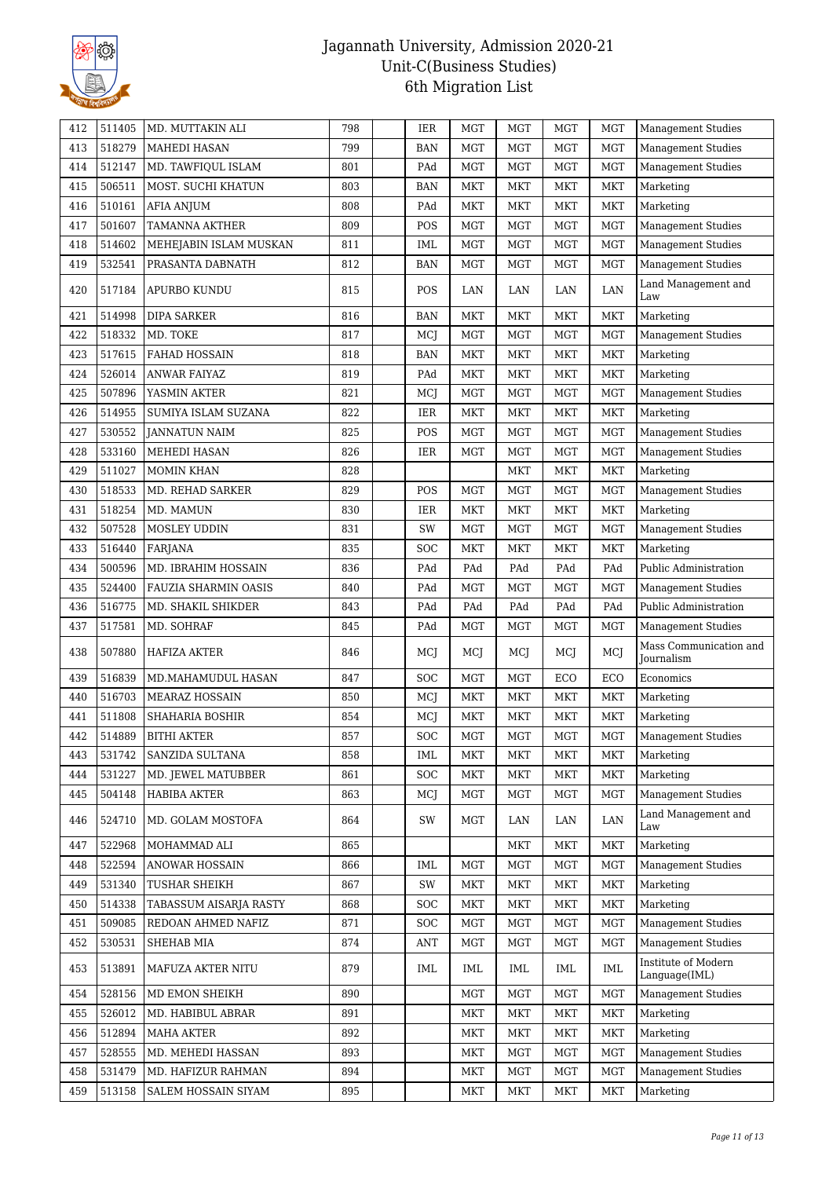# Jagannath University, Admission 2020-21
## Unit-C(Business Studies)
## 6th Migration List

| | | | | | | | | | | |
|---|---|---|---|---|---|---|---|---|---|---|
| 412 | 511405 | MD. MUTTAKIN ALI | 798 | | IER | MGT | MGT | MGT | MGT | Management Studies |
| 413 | 518279 | MAHEDI HASAN | 799 | | BAN | MGT | MGT | MGT | MGT | Management Studies |
| 414 | 512147 | MD. TAWFIQUL ISLAM | 801 | | PAd | MGT | MGT | MGT | MGT | Management Studies |
| 415 | 506511 | MOST. SUCHI KHATUN | 803 | | BAN | MKT | MKT | MKT | MKT | Marketing |
| 416 | 510161 | AFIA ANJUM | 808 | | PAd | MKT | MKT | MKT | MKT | Marketing |
| 417 | 501607 | TAMANNA AKTHER | 809 | | POS | MGT | MGT | MGT | MGT | Management Studies |
| 418 | 514602 | MEHEJABIN ISLAM MUSKAN | 811 | | IML | MGT | MGT | MGT | MGT | Management Studies |
| 419 | 532541 | PRASANTA DABNATH | 812 | | BAN | MGT | MGT | MGT | MGT | Management Studies |
| 420 | 517184 | APURBO KUNDU | 815 | | POS | LAN | LAN | LAN | LAN | Land Management and Law |
| 421 | 514998 | DIPA SARKER | 816 | | BAN | MKT | MKT | MKT | MKT | Marketing |
| 422 | 518332 | MD. TOKE | 817 | | MCJ | MGT | MGT | MGT | MGT | Management Studies |
| 423 | 517615 | FAHAD HOSSAIN | 818 | | BAN | MKT | MKT | MKT | MKT | Marketing |
| 424 | 526014 | ANWAR FAIYAZ | 819 | | PAd | MKT | MKT | MKT | MKT | Marketing |
| 425 | 507896 | YASMIN AKTER | 821 | | MCJ | MGT | MGT | MGT | MGT | Management Studies |
| 426 | 514955 | SUMIYA ISLAM SUZANA | 822 | | IER | MKT | MKT | MKT | MKT | Marketing |
| 427 | 530552 | JANNATUN NAIM | 825 | | POS | MGT | MGT | MGT | MGT | Management Studies |
| 428 | 533160 | MEHEDI HASAN | 826 | | IER | MGT | MGT | MGT | MGT | Management Studies |
| 429 | 511027 | MOMIN KHAN | 828 | | | | MKT | MKT | MKT | Marketing |
| 430 | 518533 | MD. REHAD SARKER | 829 | | POS | MGT | MGT | MGT | MGT | Management Studies |
| 431 | 518254 | MD. MAMUN | 830 | | IER | MKT | MKT | MKT | MKT | Marketing |
| 432 | 507528 | MOSLEY UDDIN | 831 | | SW | MGT | MGT | MGT | MGT | Management Studies |
| 433 | 516440 | FARJANA | 835 | | SOC | MKT | MKT | MKT | MKT | Marketing |
| 434 | 500596 | MD. IBRAHIM HOSSAIN | 836 | | PAd | PAd | PAd | PAd | PAd | Public Administration |
| 435 | 524400 | FAUZIA SHARMIN OASIS | 840 | | PAd | MGT | MGT | MGT | MGT | Management Studies |
| 436 | 516775 | MD. SHAKIL SHIKDER | 843 | | PAd | PAd | PAd | PAd | PAd | Public Administration |
| 437 | 517581 | MD. SOHRAF | 845 | | PAd | MGT | MGT | MGT | MGT | Management Studies |
| 438 | 507880 | HAFIZA AKTER | 846 | | MCJ | MCJ | MCJ | MCJ | MCJ | Mass Communication and Journalism |
| 439 | 516839 | MD.MAHAMUDUL HASAN | 847 | | SOC | MGT | MGT | ECO | ECO | Economics |
| 440 | 516703 | MEARAZ HOSSAIN | 850 | | MCJ | MKT | MKT | MKT | MKT | Marketing |
| 441 | 511808 | SHAHARIA BOSHIR | 854 | | MCJ | MKT | MKT | MKT | MKT | Marketing |
| 442 | 514889 | BITHI AKTER | 857 | | SOC | MGT | MGT | MGT | MGT | Management Studies |
| 443 | 531742 | SANZIDA SULTANA | 858 | | IML | MKT | MKT | MKT | MKT | Marketing |
| 444 | 531227 | MD. JEWEL MATUBBER | 861 | | SOC | MKT | MKT | MKT | MKT | Marketing |
| 445 | 504148 | HABIBA AKTER | 863 | | MCJ | MGT | MGT | MGT | MGT | Management Studies |
| 446 | 524710 | MD. GOLAM MOSTOFA | 864 | | SW | MGT | LAN | LAN | LAN | Land Management and Law |
| 447 | 522968 | MOHAMMAD ALI | 865 | | | | MKT | MKT | MKT | Marketing |
| 448 | 522594 | ANOWAR HOSSAIN | 866 | | IML | MGT | MGT | MGT | MGT | Management Studies |
| 449 | 531340 | TUSHAR SHEIKH | 867 | | SW | MKT | MKT | MKT | MKT | Marketing |
| 450 | 514338 | TABASSUM AISARJA RASTY | 868 | | SOC | MKT | MKT | MKT | MKT | Marketing |
| 451 | 509085 | REDOAN AHMED NAFIZ | 871 | | SOC | MGT | MGT | MGT | MGT | Management Studies |
| 452 | 530531 | SHEHAB MIA | 874 | | ANT | MGT | MGT | MGT | MGT | Management Studies |
| 453 | 513891 | MAFUZA AKTER NITU | 879 | | IML | IML | IML | IML | IML | Institute of Modern Language(IML) |
| 454 | 528156 | MD EMON SHEIKH | 890 | | | MGT | MGT | MGT | MGT | Management Studies |
| 455 | 526012 | MD. HABIBUL ABRAR | 891 | | | MKT | MKT | MKT | MKT | Marketing |
| 456 | 512894 | MAHA AKTER | 892 | | | MKT | MKT | MKT | MKT | Marketing |
| 457 | 528555 | MD. MEHEDI HASSAN | 893 | | | MKT | MGT | MGT | MGT | Management Studies |
| 458 | 531479 | MD. HAFIZUR RAHMAN | 894 | | | MKT | MGT | MGT | MGT | Management Studies |
| 459 | 513158 | SALEM HOSSAIN SIYAM | 895 | | | MKT | MKT | MKT | MKT | Marketing |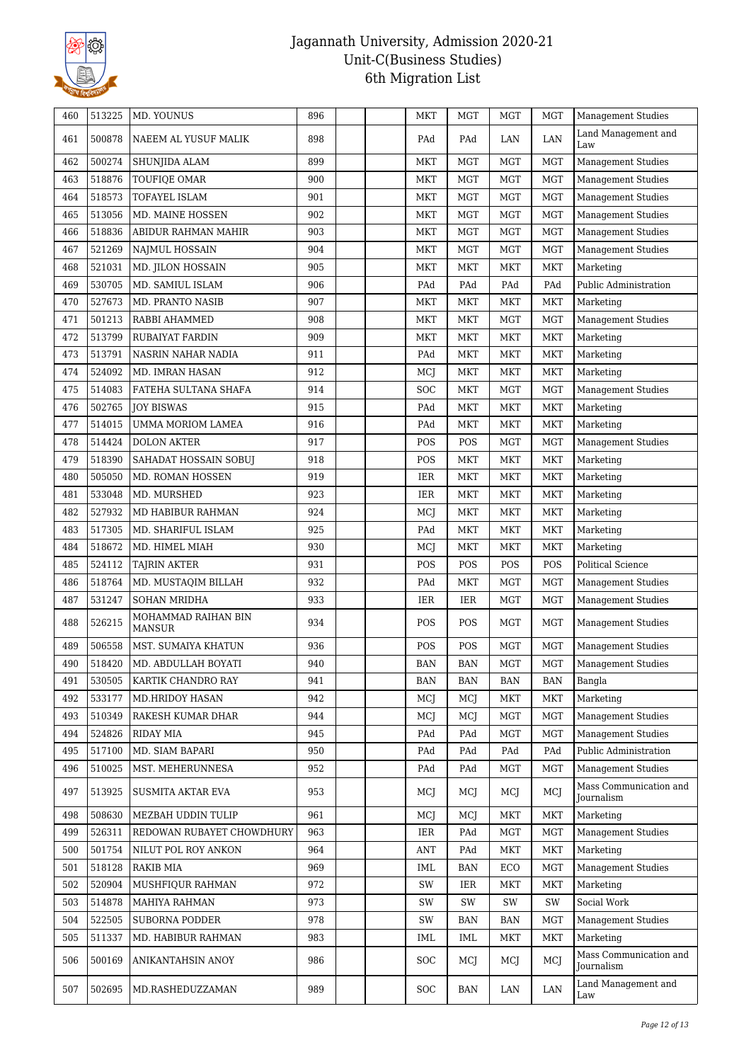# Jagannath University, Admission 2020-21
## Unit-C(Business Studies)
## 6th Migration List

| | | | | | | | | | | |
|---|---|---|---|---|---|---|---|---|---|---|
| 460 | 513225 | MD. YOUNUS | 896 | | | MKT | MGT | MGT | MGT | Management Studies |
| 461 | 500878 | NAEEM AL YUSUF MALIK | 898 | | | PAd | PAd | LAN | LAN | Land Management and Law |
| 462 | 500274 | SHUNJIDA ALAM | 899 | | | MKT | MGT | MGT | MGT | Management Studies |
| 463 | 518876 | TOUFIQE OMAR | 900 | | | MKT | MGT | MGT | MGT | Management Studies |
| 464 | 518573 | TOFAYEL ISLAM | 901 | | | MKT | MGT | MGT | MGT | Management Studies |
| 465 | 513056 | MD. MAINE HOSSEN | 902 | | | MKT | MGT | MGT | MGT | Management Studies |
| 466 | 518836 | ABIDUR RAHMAN MAHIR | 903 | | | MKT | MGT | MGT | MGT | Management Studies |
| 467 | 521269 | NAJMUL HOSSAIN | 904 | | | MKT | MGT | MGT | MGT | Management Studies |
| 468 | 521031 | MD. JILON HOSSAIN | 905 | | | MKT | MKT | MKT | MKT | Marketing |
| 469 | 530705 | MD. SAMIUL ISLAM | 906 | | | PAd | PAd | PAd | PAd | Public Administration |
| 470 | 527673 | MD. PRANTO NASIB | 907 | | | MKT | MKT | MKT | MKT | Marketing |
| 471 | 501213 | RABBI AHAMMED | 908 | | | MKT | MKT | MGT | MGT | Management Studies |
| 472 | 513799 | RUBAIYAT FARDIN | 909 | | | MKT | MKT | MKT | MKT | Marketing |
| 473 | 513791 | NASRIN NAHAR NADIA | 911 | | | PAd | MKT | MKT | MKT | Marketing |
| 474 | 524092 | MD. IMRAN HASAN | 912 | | | MCJ | MKT | MKT | MKT | Marketing |
| 475 | 514083 | FATEHA SULTANA SHAFA | 914 | | | SOC | MKT | MGT | MGT | Management Studies |
| 476 | 502765 | JOY BISWAS | 915 | | | PAd | MKT | MKT | MKT | Marketing |
| 477 | 514015 | UMMA MORIOM LAMEA | 916 | | | PAd | MKT | MKT | MKT | Marketing |
| 478 | 514424 | DOLON AKTER | 917 | | | POS | POS | MGT | MGT | Management Studies |
| 479 | 518390 | SAHADAT HOSSAIN SOBUJ | 918 | | | POS | MKT | MKT | MKT | Marketing |
| 480 | 505050 | MD. ROMAN HOSSEN | 919 | | | IER | MKT | MKT | MKT | Marketing |
| 481 | 533048 | MD. MURSHED | 923 | | | IER | MKT | MKT | MKT | Marketing |
| 482 | 527932 | MD HABIBUR RAHMAN | 924 | | | MCJ | MKT | MKT | MKT | Marketing |
| 483 | 517305 | MD. SHARIFUL ISLAM | 925 | | | PAd | MKT | MKT | MKT | Marketing |
| 484 | 518672 | MD. HIMEL MIAH | 930 | | | MCJ | MKT | MKT | MKT | Marketing |
| 485 | 524112 | TAJRIN AKTER | 931 | | | POS | POS | POS | POS | Political Science |
| 486 | 518764 | MD. MUSTAQIM BILLAH | 932 | | | PAd | MKT | MGT | MGT | Management Studies |
| 487 | 531247 | SOHAN MRIDHA | 933 | | | IER | IER | MGT | MGT | Management Studies |
| 488 | 526215 | MOHAMMAD RAIHAN BIN MANSUR | 934 | | | POS | POS | MGT | MGT | Management Studies |
| 489 | 506558 | MST. SUMAIYA KHATUN | 936 | | | POS | POS | MGT | MGT | Management Studies |
| 490 | 518420 | MD. ABDULLAH BOYATI | 940 | | | BAN | BAN | MGT | MGT | Management Studies |
| 491 | 530505 | KARTIK CHANDRO RAY | 941 | | | BAN | BAN | BAN | BAN | Bangla |
| 492 | 533177 | MD.HRIDOY HASAN | 942 | | | MCJ | MCJ | MKT | MKT | Marketing |
| 493 | 510349 | RAKESH KUMAR DHAR | 944 | | | MCJ | MCJ | MGT | MGT | Management Studies |
| 494 | 524826 | RIDAY MIA | 945 | | | PAd | PAd | MGT | MGT | Management Studies |
| 495 | 517100 | MD. SIAM BAPARI | 950 | | | PAd | PAd | PAd | PAd | Public Administration |
| 496 | 510025 | MST. MEHERUNNESA | 952 | | | PAd | PAd | MGT | MGT | Management Studies |
| 497 | 513925 | SUSMITA AKTAR EVA | 953 | | | MCJ | MCJ | MCJ | MCJ | Mass Communication and Journalism |
| 498 | 508630 | MEZBAH UDDIN TULIP | 961 | | | MCJ | MCJ | MKT | MKT | Marketing |
| 499 | 526311 | REDOWAN RUBAYET CHOWDHURY | 963 | | | IER | PAd | MGT | MGT | Management Studies |
| 500 | 501754 | NILUT POL ROY ANKON | 964 | | | ANT | PAd | MKT | MKT | Marketing |
| 501 | 518128 | RAKIB MIA | 969 | | | IML | BAN | ECO | MGT | Management Studies |
| 502 | 520904 | MUSHFIQUR RAHMAN | 972 | | | SW | IER | MKT | MKT | Marketing |
| 503 | 514878 | MAHIYA RAHMAN | 973 | | | SW | SW | SW | SW | Social Work |
| 504 | 522505 | SUBORNA PODDER | 978 | | | SW | BAN | BAN | MGT | Management Studies |
| 505 | 511337 | MD. HABIBUR RAHMAN | 983 | | | IML | IML | MKT | MKT | Marketing |
| 506 | 500169 | ANIKANTAHSIN ANOY | 986 | | | SOC | MCJ | MCJ | MCJ | Mass Communication and Journalism |
| 507 | 502695 | MD.RASHEDUZZAMAN | 989 | | | SOC | BAN | LAN | LAN | Land Management and Law |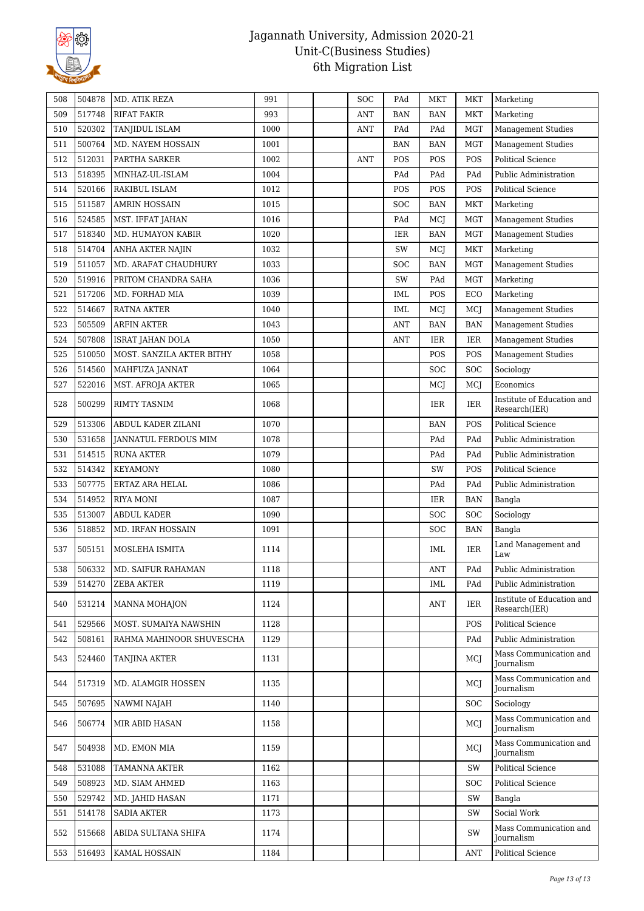| | | | | | | | | | | |
|---|---|---|---|---|---|---|---|---|---|---|
| 508 | 504878 | MD. ATIK REZA | 991 | | | SOC | PAd | MKT | MKT | Marketing |
| 509 | 517748 | RIFAT FAKIR | 993 | | | ANT | BAN | BAN | MKT | Marketing |
| 510 | 520302 | TANJIDUL ISLAM | 1000 | | | ANT | PAd | PAd | MGT | Management Studies |
| 511 | 500764 | MD. NAYEM HOSSAIN | 1001 | | | | BAN | BAN | MGT | Management Studies |
| 512 | 512031 | PARTHA SARKER | 1002 | | | ANT | POS | POS | POS | Political Science |
| 513 | 518395 | MINHAZ-UL-ISLAM | 1004 | | | | PAd | PAd | PAd | Public Administration |
| 514 | 520166 | RAKIBUL ISLAM | 1012 | | | | POS | POS | POS | Political Science |
| 515 | 511587 | AMRIN HOSSAIN | 1015 | | | | SOC | BAN | MKT | Marketing |
| 516 | 524585 | MST. IFFAT JAHAN | 1016 | | | | PAd | MCJ | MGT | Management Studies |
| 517 | 518340 | MD. HUMAYON KABIR | 1020 | | | | IER | BAN | MGT | Management Studies |
| 518 | 514704 | ANHA AKTER NAJIN | 1032 | | | | SW | MCJ | MKT | Marketing |
| 519 | 511057 | MD. ARAFAT CHAUDHURY | 1033 | | | | SOC | BAN | MGT | Management Studies |
| 520 | 519916 | PRITOM CHANDRA SAHA | 1036 | | | | SW | PAd | MGT | Marketing |
| 521 | 517206 | MD. FORHAD MIA | 1039 | | | | IML | POS | ECO | Marketing |
| 522 | 514667 | RATNA AKTER | 1040 | | | | IML | MCJ | MCJ | Management Studies |
| 523 | 505509 | ARFIN AKTER | 1043 | | | | ANT | BAN | BAN | Management Studies |
| 524 | 507808 | ISRAT JAHAN DOLA | 1050 | | | | ANT | IER | IER | Management Studies |
| 525 | 510050 | MOST. SANZILA AKTER BITHY | 1058 | | | | | POS | POS | Management Studies |
| 526 | 514560 | MAHFUZA JANNAT | 1064 | | | | | SOC | SOC | Sociology |
| 527 | 522016 | MST. AFROJA AKTER | 1065 | | | | | MCJ | MCJ | Economics |
| 528 | 500299 | RIMTY TASNIM | 1068 | | | | | IER | IER | Institute of Education and Research(IER) |
| 529 | 513306 | ABDUL KADER ZILANI | 1070 | | | | | BAN | POS | Political Science |
| 530 | 531658 | JANNATUL FERDOUS MIM | 1078 | | | | | PAd | PAd | Public Administration |
| 531 | 514515 | RUNA AKTER | 1079 | | | | | PAd | PAd | Public Administration |
| 532 | 514342 | KEYAMONY | 1080 | | | | | SW | POS | Political Science |
| 533 | 507775 | ERTAZ ARA HELAL | 1086 | | | | | PAd | PAd | Public Administration |
| 534 | 514952 | RIYA MONI | 1087 | | | | | IER | BAN | Bangla |
| 535 | 513007 | ABDUL KADER | 1090 | | | | | SOC | SOC | Sociology |
| 536 | 518852 | MD. IRFAN HOSSAIN | 1091 | | | | | SOC | BAN | Bangla |
| 537 | 505151 | MOSLEHA ISMITA | 1114 | | | | | IML | IER | Land Management and Law |
| 538 | 506332 | MD. SAIFUR RAHAMAN | 1118 | | | | | ANT | PAd | Public Administration |
| 539 | 514270 | ZEBA AKTER | 1119 | | | | | IML | PAd | Public Administration |
| 540 | 531214 | MANNA MOHAJON | 1124 | | | | | ANT | IER | Institute of Education and Research(IER) |
| 541 | 529566 | MOST. SUMAIYA NAWSHIN | 1128 | | | | | | POS | Political Science |
| 542 | 508161 | RAHMA MAHINOOR SHUVESCHA | 1129 | | | | | | PAd | Public Administration |
| 543 | 524460 | TANJINA AKTER | 1131 | | | | | | MCJ | Mass Communication and Journalism |
| 544 | 517319 | MD. ALAMGIR HOSSEN | 1135 | | | | | | MCJ | Mass Communication and Journalism |
| 545 | 507695 | NAWMI NAJAH | 1140 | | | | | | SOC | Sociology |
| 546 | 506774 | MIR ABID HASAN | 1158 | | | | | | MCJ | Mass Communication and Journalism |
| 547 | 504938 | MD. EMON MIA | 1159 | | | | | | MCJ | Mass Communication and Journalism |
| 548 | 531088 | TAMANNA AKTER | 1162 | | | | | | SW | Political Science |
| 549 | 508923 | MD. SIAM AHMED | 1163 | | | | | | SOC | Political Science |
| 550 | 529742 | MD. JAHID HASAN | 1171 | | | | | | SW | Bangla |
| 551 | 514178 | SADIA AKTER | 1173 | | | | | | SW | Social Work |
| 552 | 515668 | ABIDA SULTANA SHIFA | 1174 | | | | | | SW | Mass Communication and Journalism |
| 553 | 516493 | KAMAL HOSSAIN | 1184 | | | | | | ANT | Political Science |